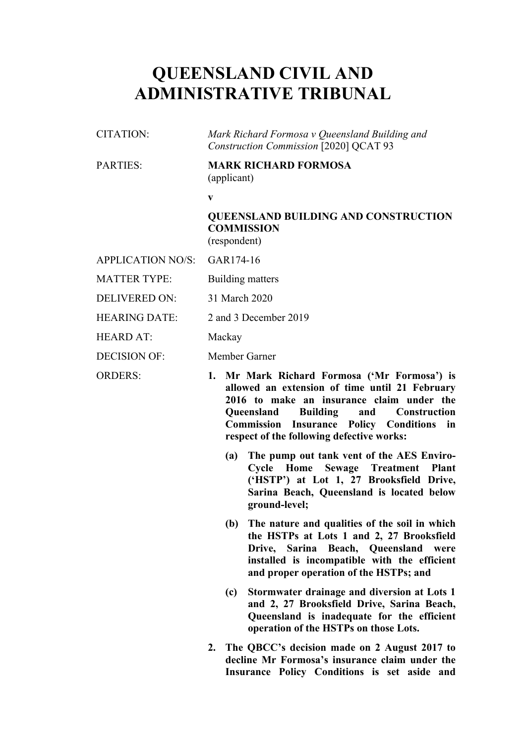# QUEENSLAND CIVIL AND ADMINISTRATIVE TRIBUNAL

| | |
|---|---|
| CITATION: | *Mark Richard Formosa v Queensland Building and Construction Commission* [2020] QCAT 93 |
| PARTIES: | **MARK RICHARD FORMOSA** (applicant) **v** **QUEENSLAND BUILDING AND CONSTRUCTION COMMISSION** (respondent) |
| APPLICATION NO/S: | GAR174-16 |
| MATTER TYPE: | Building matters |
| DELIVERED ON: | 31 March 2020 |
| HEARING DATE: | 2 and 3 December 2019 |
| HEARD AT: | Mackay |
| DECISION OF: | Member Garner |

ORDERS:

1. **Mr Mark Richard Formosa ('Mr Formosa') is allowed an extension of time until 21 February 2016 to make an insurance claim under the Queensland Building and Construction Commission Insurance Policy Conditions in respect of the following defective works:**
   - **(a) The pump out tank vent of the AES Enviro-Cycle Home Sewage Treatment Plant ('HSTP') at Lot 1, 27 Brooksfield Drive, Sarina Beach, Queensland is located below ground-level;**
   - **(b) The nature and qualities of the soil in which the HSTPs at Lots 1 and 2, 27 Brooksfield Drive, Sarina Beach, Queensland were installed is incompatible with the efficient and proper operation of the HSTPs; and**
   - **(c) Stormwater drainage and diversion at Lots 1 and 2, 27 Brooksfield Drive, Sarina Beach, Queensland is inadequate for the efficient operation of the HSTPs on those Lots.**
2. **The QBCC's decision made on 2 August 2017 to decline Mr Formosa's insurance claim under the Insurance Policy Conditions is set aside and**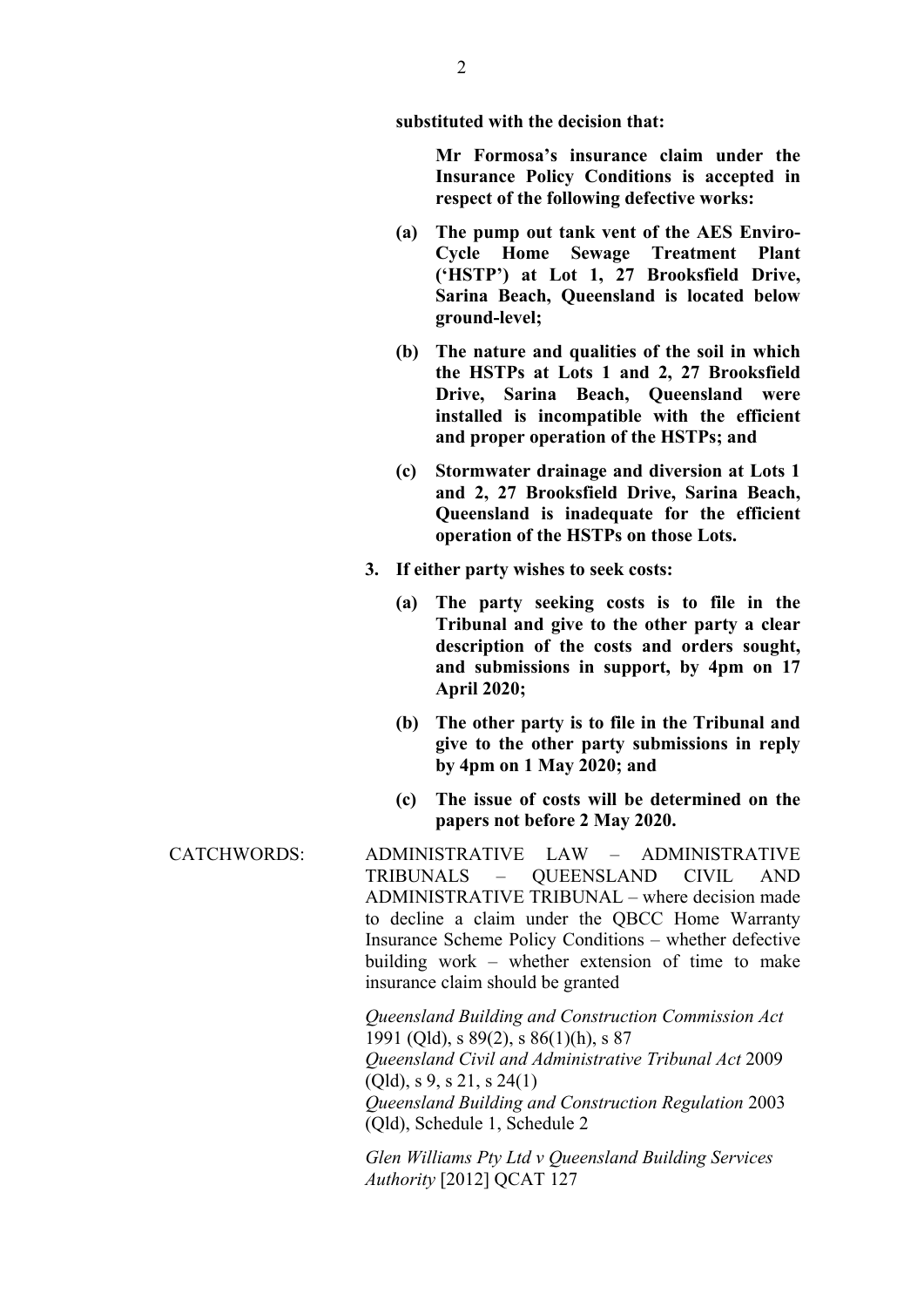**substituted with the decision that:**

**Mr Formosa's insurance claim under the Insurance Policy Conditions is accepted in respect of the following defective works:**

**(a) The pump out tank vent of the AES Enviro-Cycle Home Sewage Treatment Plant ('HSTP') at Lot 1, 27 Brooksfield Drive, Sarina Beach, Queensland is located below ground-level;**

**(b) The nature and qualities of the soil in which the HSTPs at Lots 1 and 2, 27 Brooksfield Drive, Sarina Beach, Queensland were installed is incompatible with the efficient and proper operation of the HSTPs; and**

**(c) Stormwater drainage and diversion at Lots 1 and 2, 27 Brooksfield Drive, Sarina Beach, Queensland is inadequate for the efficient operation of the HSTPs on those Lots.**

**3. If either party wishes to seek costs:**

**(a) The party seeking costs is to file in the Tribunal and give to the other party a clear description of the costs and orders sought, and submissions in support, by 4pm on 17 April 2020;**

**(b) The other party is to file in the Tribunal and give to the other party submissions in reply by 4pm on 1 May 2020; and**

**(c) The issue of costs will be determined on the papers not before 2 May 2020.**

CATCHWORDS: ADMINISTRATIVE LAW – ADMINISTRATIVE TRIBUNALS – QUEENSLAND CIVIL AND ADMINISTRATIVE TRIBUNAL – where decision made to decline a claim under the QBCC Home Warranty Insurance Scheme Policy Conditions – whether defective building work – whether extension of time to make insurance claim should be granted

*Queensland Building and Construction Commission Act* 1991 (Qld), s 89(2), s 86(1)(h), s 87
*Queensland Civil and Administrative Tribunal Act* 2009 (Qld), s 9, s 21, s 24(1)
*Queensland Building and Construction Regulation* 2003 (Qld), Schedule 1, Schedule 2

*Glen Williams Pty Ltd v Queensland Building Services Authority* [2012] QCAT 127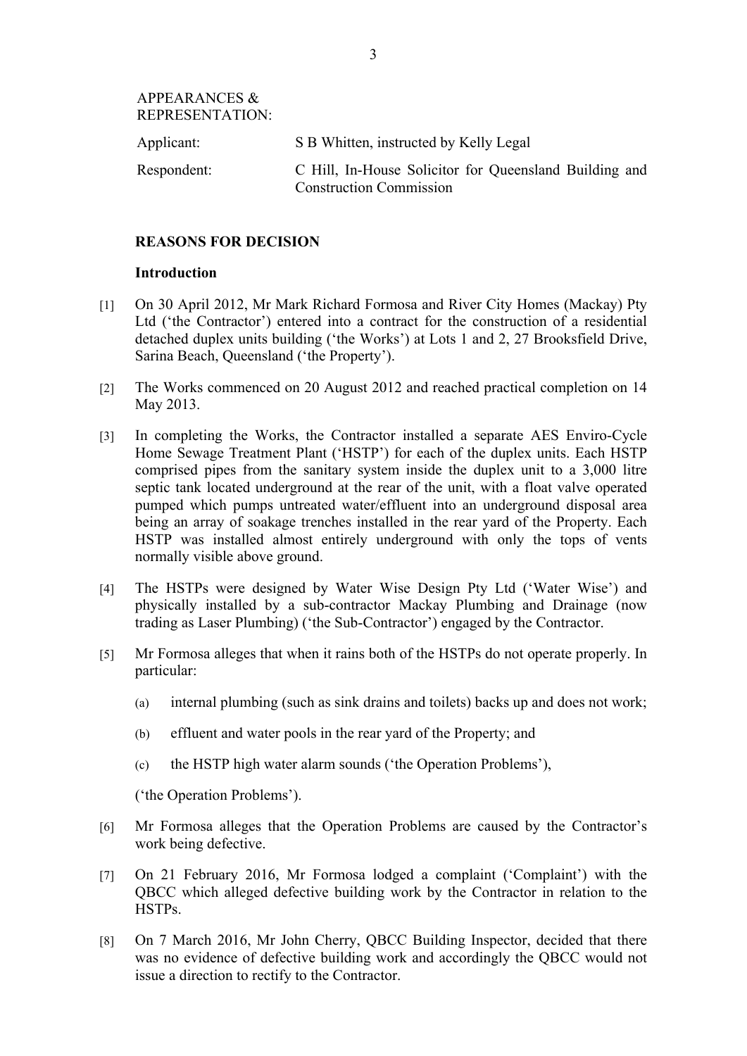APPEARANCES & REPRESENTATION:

| | |
|---|---|
| Applicant: | S B Whitten, instructed by Kelly Legal |
| Respondent: | C Hill, In-House Solicitor for Queensland Building and Construction Commission |

## REASONS FOR DECISION

### Introduction

[1] On 30 April 2012, Mr Mark Richard Formosa and River City Homes (Mackay) Pty Ltd ('the Contractor') entered into a contract for the construction of a residential detached duplex units building ('the Works') at Lots 1 and 2, 27 Brooksfield Drive, Sarina Beach, Queensland ('the Property').

[2] The Works commenced on 20 August 2012 and reached practical completion on 14 May 2013.

[3] In completing the Works, the Contractor installed a separate AES Enviro-Cycle Home Sewage Treatment Plant ('HSTP') for each of the duplex units. Each HSTP comprised pipes from the sanitary system inside the duplex unit to a 3,000 litre septic tank located underground at the rear of the unit, with a float valve operated pumped which pumps untreated water/effluent into an underground disposal area being an array of soakage trenches installed in the rear yard of the Property. Each HSTP was installed almost entirely underground with only the tops of vents normally visible above ground.

[4] The HSTPs were designed by Water Wise Design Pty Ltd ('Water Wise') and physically installed by a sub-contractor Mackay Plumbing and Drainage (now trading as Laser Plumbing) ('the Sub-Contractor') engaged by the Contractor.

[5] Mr Formosa alleges that when it rains both of the HSTPs do not operate properly. In particular:

(a) internal plumbing (such as sink drains and toilets) backs up and does not work;

(b) effluent and water pools in the rear yard of the Property; and

(c) the HSTP high water alarm sounds ('the Operation Problems'),

('the Operation Problems').

[6] Mr Formosa alleges that the Operation Problems are caused by the Contractor's work being defective.

[7] On 21 February 2016, Mr Formosa lodged a complaint ('Complaint') with the QBCC which alleged defective building work by the Contractor in relation to the HSTPs.

[8] On 7 March 2016, Mr John Cherry, QBCC Building Inspector, decided that there was no evidence of defective building work and accordingly the QBCC would not issue a direction to rectify to the Contractor.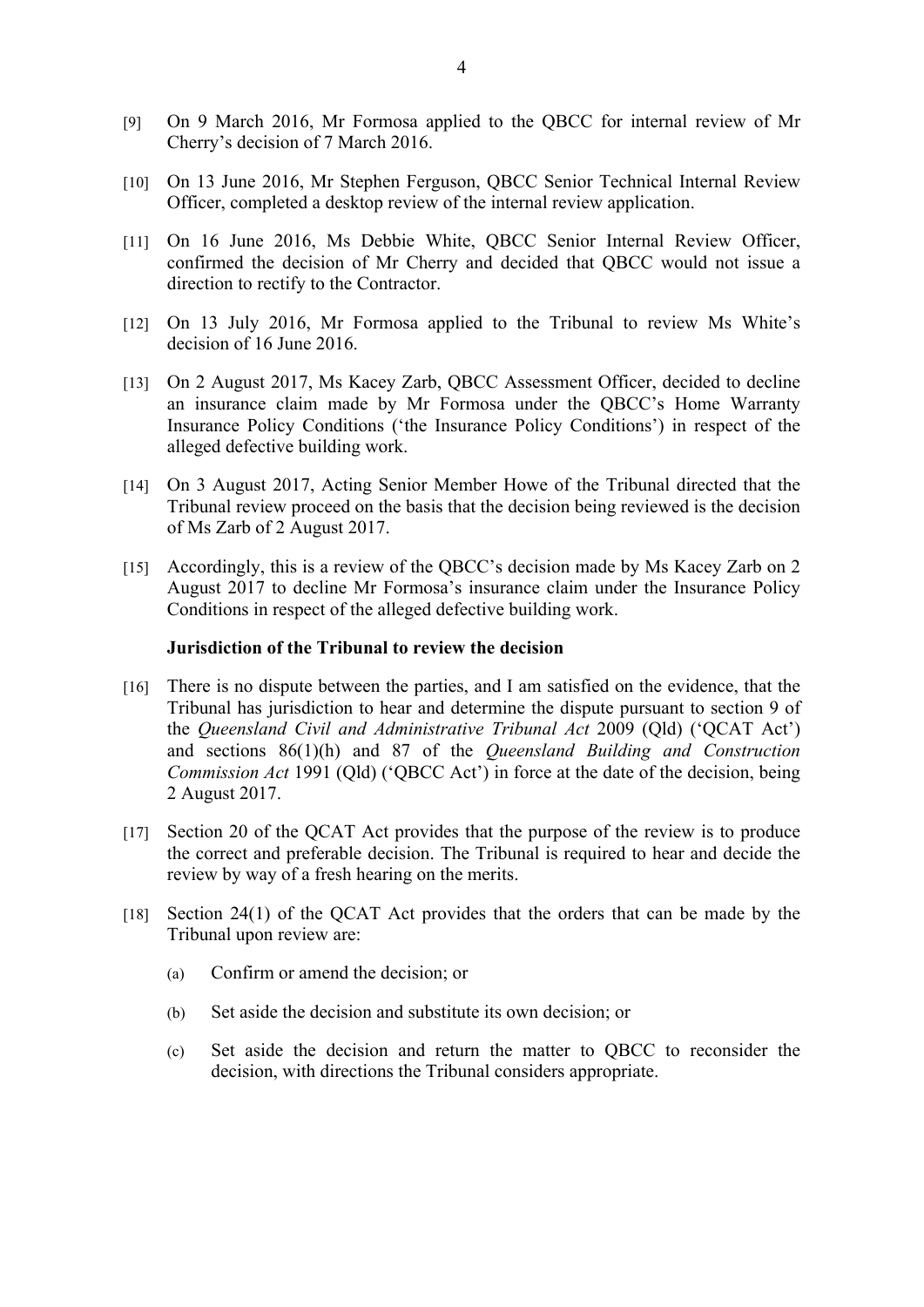[9] On 9 March 2016, Mr Formosa applied to the QBCC for internal review of Mr Cherry's decision of 7 March 2016.

[10] On 13 June 2016, Mr Stephen Ferguson, QBCC Senior Technical Internal Review Officer, completed a desktop review of the internal review application.

[11] On 16 June 2016, Ms Debbie White, QBCC Senior Internal Review Officer, confirmed the decision of Mr Cherry and decided that QBCC would not issue a direction to rectify to the Contractor.

[12] On 13 July 2016, Mr Formosa applied to the Tribunal to review Ms White's decision of 16 June 2016.

[13] On 2 August 2017, Ms Kacey Zarb, QBCC Assessment Officer, decided to decline an insurance claim made by Mr Formosa under the QBCC's Home Warranty Insurance Policy Conditions ('the Insurance Policy Conditions') in respect of the alleged defective building work.

[14] On 3 August 2017, Acting Senior Member Howe of the Tribunal directed that the Tribunal review proceed on the basis that the decision being reviewed is the decision of Ms Zarb of 2 August 2017.

[15] Accordingly, this is a review of the QBCC's decision made by Ms Kacey Zarb on 2 August 2017 to decline Mr Formosa's insurance claim under the Insurance Policy Conditions in respect of the alleged defective building work.

**Jurisdiction of the Tribunal to review the decision**

[16] There is no dispute between the parties, and I am satisfied on the evidence, that the Tribunal has jurisdiction to hear and determine the dispute pursuant to section 9 of the *Queensland Civil and Administrative Tribunal Act* 2009 (Qld) ('QCAT Act') and sections 86(1)(h) and 87 of the *Queensland Building and Construction Commission Act* 1991 (Qld) ('QBCC Act') in force at the date of the decision, being 2 August 2017.

[17] Section 20 of the QCAT Act provides that the purpose of the review is to produce the correct and preferable decision. The Tribunal is required to hear and decide the review by way of a fresh hearing on the merits.

[18] Section 24(1) of the QCAT Act provides that the orders that can be made by the Tribunal upon review are:

(a) Confirm or amend the decision; or

(b) Set aside the decision and substitute its own decision; or

(c) Set aside the decision and return the matter to QBCC to reconsider the decision, with directions the Tribunal considers appropriate.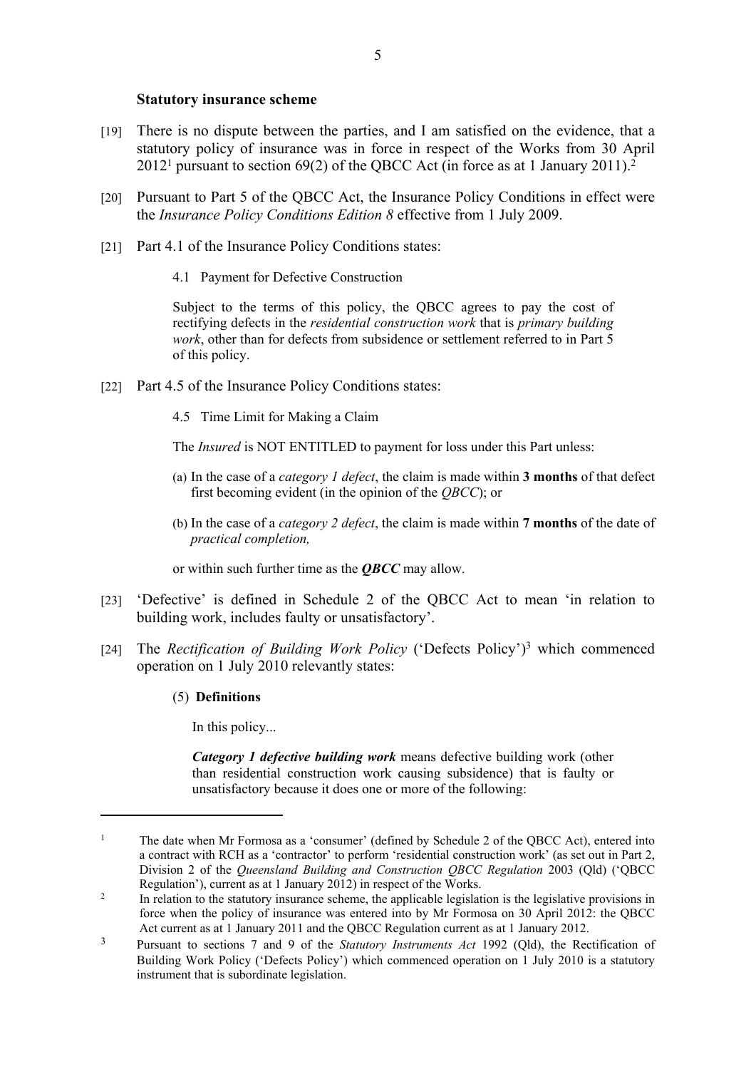### Statistical insurance scheme

### Statutory insurance scheme

[19] There is no dispute between the parties, and I am satisfied on the evidence, that a statutory policy of insurance was in force in respect of the Works from 30 April 2012[1] pursuant to section 69(2) of the QBCC Act (in force as at 1 January 2011).[2]

[20] Pursuant to Part 5 of the QBCC Act, the Insurance Policy Conditions in effect were the *Insurance Policy Conditions Edition 8* effective from 1 July 2009.

[21] Part 4.1 of the Insurance Policy Conditions states:

> 4.1 Payment for Defective Construction
>
> Subject to the terms of this policy, the QBCC agrees to pay the cost of rectifying defects in the *residential construction work* that is *primary building work*, other than for defects from subsidence or settlement referred to in Part 5 of this policy.

[22] Part 4.5 of the Insurance Policy Conditions states:

> 4.5 Time Limit for Making a Claim
>
> The *Insured* is NOT ENTITLED to payment for loss under this Part unless:
>
> (a) In the case of a *category 1 defect*, the claim is made within **3 months** of that defect first becoming evident (in the opinion of the *QBCC*); or
>
> (b) In the case of a *category 2 defect*, the claim is made within **7 months** of the date of *practical completion,*
>
> or within such further time as the ***QBCC*** may allow.

[23] 'Defective' is defined in Schedule 2 of the QBCC Act to mean 'in relation to building work, includes faulty or unsatisfactory'.

[24] The *Rectification of Building Work Policy* ('Defects Policy')[3] which commenced operation on 1 July 2010 relevantly states:

> (5) **Definitions**
>
> In this policy...
>
> ***Category 1 defective building work*** means defective building work (other than residential construction work causing subsidence) that is faulty or unsatisfactory because it does one or more of the following:

---

[1] The date when Mr Formosa as a 'consumer' (defined by Schedule 2 of the QBCC Act), entered into a contract with RCH as a 'contractor' to perform 'residential construction work' (as set out in Part 2, Division 2 of the *Queensland Building and Construction QBCC Regulation* 2003 (Qld) ('QBCC Regulation'), current as at 1 January 2012) in respect of the Works.

[2] In relation to the statutory insurance scheme, the applicable legislation is the legislative provisions in force when the policy of insurance was entered into by Mr Formosa on 30 April 2012: the QBCC Act current as at 1 January 2011 and the QBCC Regulation current as at 1 January 2012.

[3] Pursuant to sections 7 and 9 of the *Statutory Instruments Act* 1992 (Qld), the Rectification of Building Work Policy ('Defects Policy') which commenced operation on 1 July 2010 is a statutory instrument that is subordinate legislation.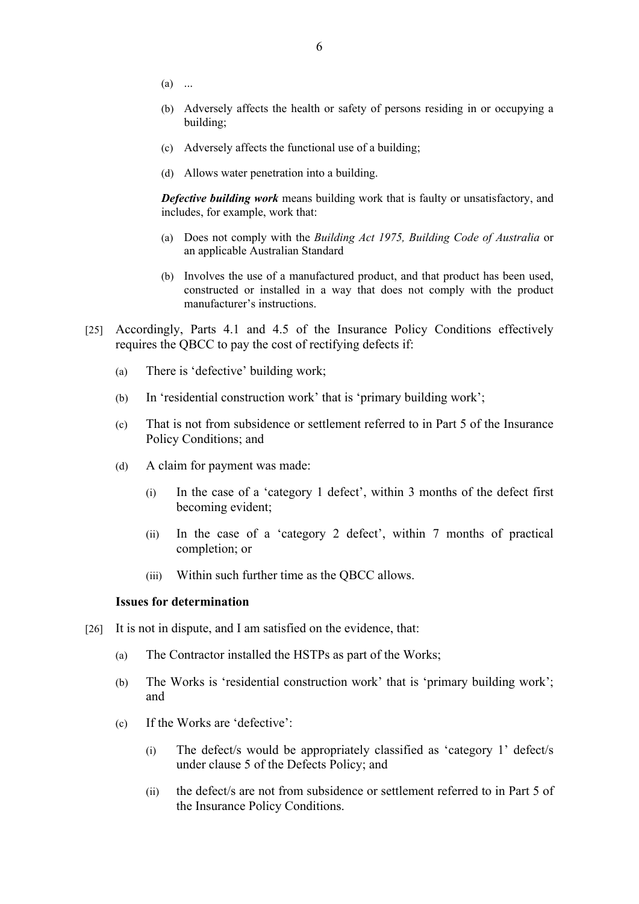(a) ...

(b) Adversely affects the health or safety of persons residing in or occupying a building;

(c) Adversely affects the functional use of a building;

(d) Allows water penetration into a building.

***Defective building work*** means building work that is faulty or unsatisfactory, and includes, for example, work that:

(a) Does not comply with the *Building Act 1975, Building Code of Australia* or an applicable Australian Standard

(b) Involves the use of a manufactured product, and that product has been used, constructed or installed in a way that does not comply with the product manufacturer's instructions.

[25] Accordingly, Parts 4.1 and 4.5 of the Insurance Policy Conditions effectively requires the QBCC to pay the cost of rectifying defects if:

(a) There is 'defective' building work;

(b) In 'residential construction work' that is 'primary building work';

(c) That is not from subsidence or settlement referred to in Part 5 of the Insurance Policy Conditions; and

(d) A claim for payment was made:

(i) In the case of a 'category 1 defect', within 3 months of the defect first becoming evident;

(ii) In the case of a 'category 2 defect', within 7 months of practical completion; or

(iii) Within such further time as the QBCC allows.

**Issues for determination**

[26] It is not in dispute, and I am satisfied on the evidence, that:

(a) The Contractor installed the HSTPs as part of the Works;

(b) The Works is 'residential construction work' that is 'primary building work'; and

(c) If the Works are 'defective':

(i) The defect/s would be appropriately classified as 'category 1' defect/s under clause 5 of the Defects Policy; and

(ii) the defect/s are not from subsidence or settlement referred to in Part 5 of the Insurance Policy Conditions.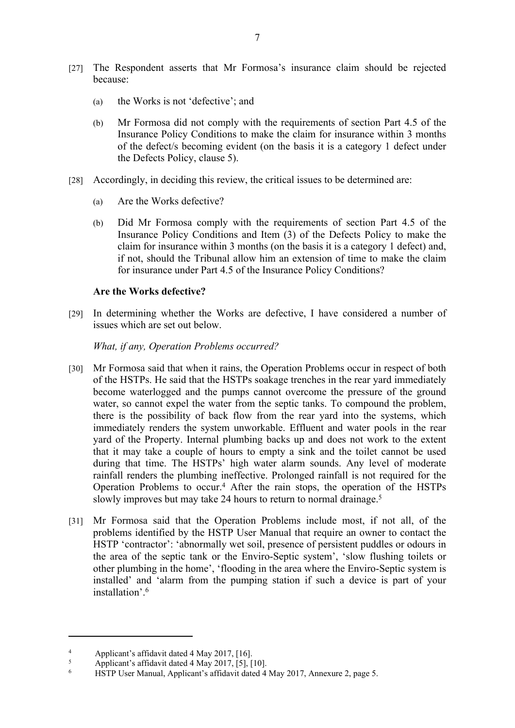[27] The Respondent asserts that Mr Formosa's insurance claim should be rejected because:

(a) the Works is not 'defective'; and

(b) Mr Formosa did not comply with the requirements of section Part 4.5 of the Insurance Policy Conditions to make the claim for insurance within 3 months of the defect/s becoming evident (on the basis it is a category 1 defect under the Defects Policy, clause 5).

[28] Accordingly, in deciding this review, the critical issues to be determined are:

(a) Are the Works defective?

(b) Did Mr Formosa comply with the requirements of section Part 4.5 of the Insurance Policy Conditions and Item (3) of the Defects Policy to make the claim for insurance within 3 months (on the basis it is a category 1 defect) and, if not, should the Tribunal allow him an extension of time to make the claim for insurance under Part 4.5 of the Insurance Policy Conditions?

**Are the Works defective?**

[29] In determining whether the Works are defective, I have considered a number of issues which are set out below.

*What, if any, Operation Problems occurred?*

[30] Mr Formosa said that when it rains, the Operation Problems occur in respect of both of the HSTPs. He said that the HSTPs soakage trenches in the rear yard immediately become waterlogged and the pumps cannot overcome the pressure of the ground water, so cannot expel the water from the septic tanks. To compound the problem, there is the possibility of back flow from the rear yard into the systems, which immediately renders the system unworkable. Effluent and water pools in the rear yard of the Property. Internal plumbing backs up and does not work to the extent that it may take a couple of hours to empty a sink and the toilet cannot be used during that time. The HSTPs' high water alarm sounds. Any level of moderate rainfall renders the plumbing ineffective. Prolonged rainfall is not required for the Operation Problems to occur.[4] After the rain stops, the operation of the HSTPs slowly improves but may take 24 hours to return to normal drainage.[5]

[31] Mr Formosa said that the Operation Problems include most, if not all, of the problems identified by the HSTP User Manual that require an owner to contact the HSTP 'contractor': 'abnormally wet soil, presence of persistent puddles or odours in the area of the septic tank or the Enviro-Septic system', 'slow flushing toilets or other plumbing in the home', 'flooding in the area where the Enviro-Septic system is installed' and 'alarm from the pumping station if such a device is part of your installation'.[6]

---

[4] Applicant's affidavit dated 4 May 2017, [16].

[5] Applicant's affidavit dated 4 May 2017, [5], [10].

[6] HSTP User Manual, Applicant's affidavit dated 4 May 2017, Annexure 2, page 5.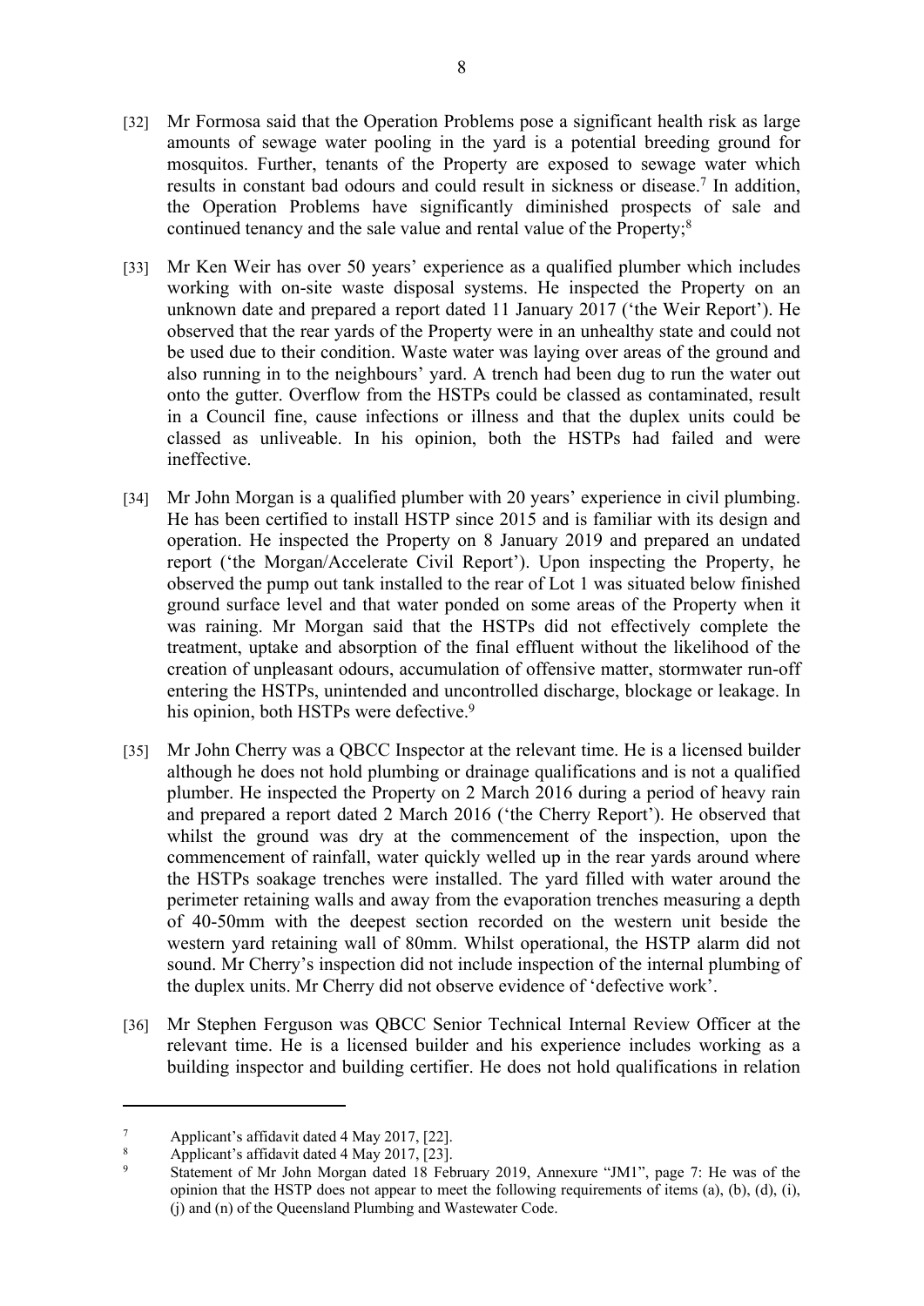[32] Mr Formosa said that the Operation Problems pose a significant health risk as large amounts of sewage water pooling in the yard is a potential breeding ground for mosquitos. Further, tenants of the Property are exposed to sewage water which results in constant bad odours and could result in sickness or disease.[7] In addition, the Operation Problems have significantly diminished prospects of sale and continued tenancy and the sale value and rental value of the Property;[8]

[33] Mr Ken Weir has over 50 years' experience as a qualified plumber which includes working with on-site waste disposal systems. He inspected the Property on an unknown date and prepared a report dated 11 January 2017 ('the Weir Report'). He observed that the rear yards of the Property were in an unhealthy state and could not be used due to their condition. Waste water was laying over areas of the ground and also running in to the neighbours' yard. A trench had been dug to run the water out onto the gutter. Overflow from the HSTPs could be classed as contaminated, result in a Council fine, cause infections or illness and that the duplex units could be classed as unliveable. In his opinion, both the HSTPs had failed and were ineffective.

[34] Mr John Morgan is a qualified plumber with 20 years' experience in civil plumbing. He has been certified to install HSTP since 2015 and is familiar with its design and operation. He inspected the Property on 8 January 2019 and prepared an undated report ('the Morgan/Accelerate Civil Report'). Upon inspecting the Property, he observed the pump out tank installed to the rear of Lot 1 was situated below finished ground surface level and that water ponded on some areas of the Property when it was raining. Mr Morgan said that the HSTPs did not effectively complete the treatment, uptake and absorption of the final effluent without the likelihood of the creation of unpleasant odours, accumulation of offensive matter, stormwater run-off entering the HSTPs, unintended and uncontrolled discharge, blockage or leakage. In his opinion, both HSTPs were defective.[9]

[35] Mr John Cherry was a QBCC Inspector at the relevant time. He is a licensed builder although he does not hold plumbing or drainage qualifications and is not a qualified plumber. He inspected the Property on 2 March 2016 during a period of heavy rain and prepared a report dated 2 March 2016 ('the Cherry Report'). He observed that whilst the ground was dry at the commencement of the inspection, upon the commencement of rainfall, water quickly welled up in the rear yards around where the HSTPs soakage trenches were installed. The yard filled with water around the perimeter retaining walls and away from the evaporation trenches measuring a depth of 40-50mm with the deepest section recorded on the western unit beside the western yard retaining wall of 80mm. Whilst operational, the HSTP alarm did not sound. Mr Cherry's inspection did not include inspection of the internal plumbing of the duplex units. Mr Cherry did not observe evidence of 'defective work'.

[36] Mr Stephen Ferguson was QBCC Senior Technical Internal Review Officer at the relevant time. He is a licensed builder and his experience includes working as a building inspector and building certifier. He does not hold qualifications in relation

---

[7] Applicant's affidavit dated 4 May 2017, [22].

[8] Applicant's affidavit dated 4 May 2017, [23].

[9] Statement of Mr John Morgan dated 18 February 2019, Annexure "JM1", page 7: He was of the opinion that the HSTP does not appear to meet the following requirements of items (a), (b), (d), (i), (j) and (n) of the Queensland Plumbing and Wastewater Code.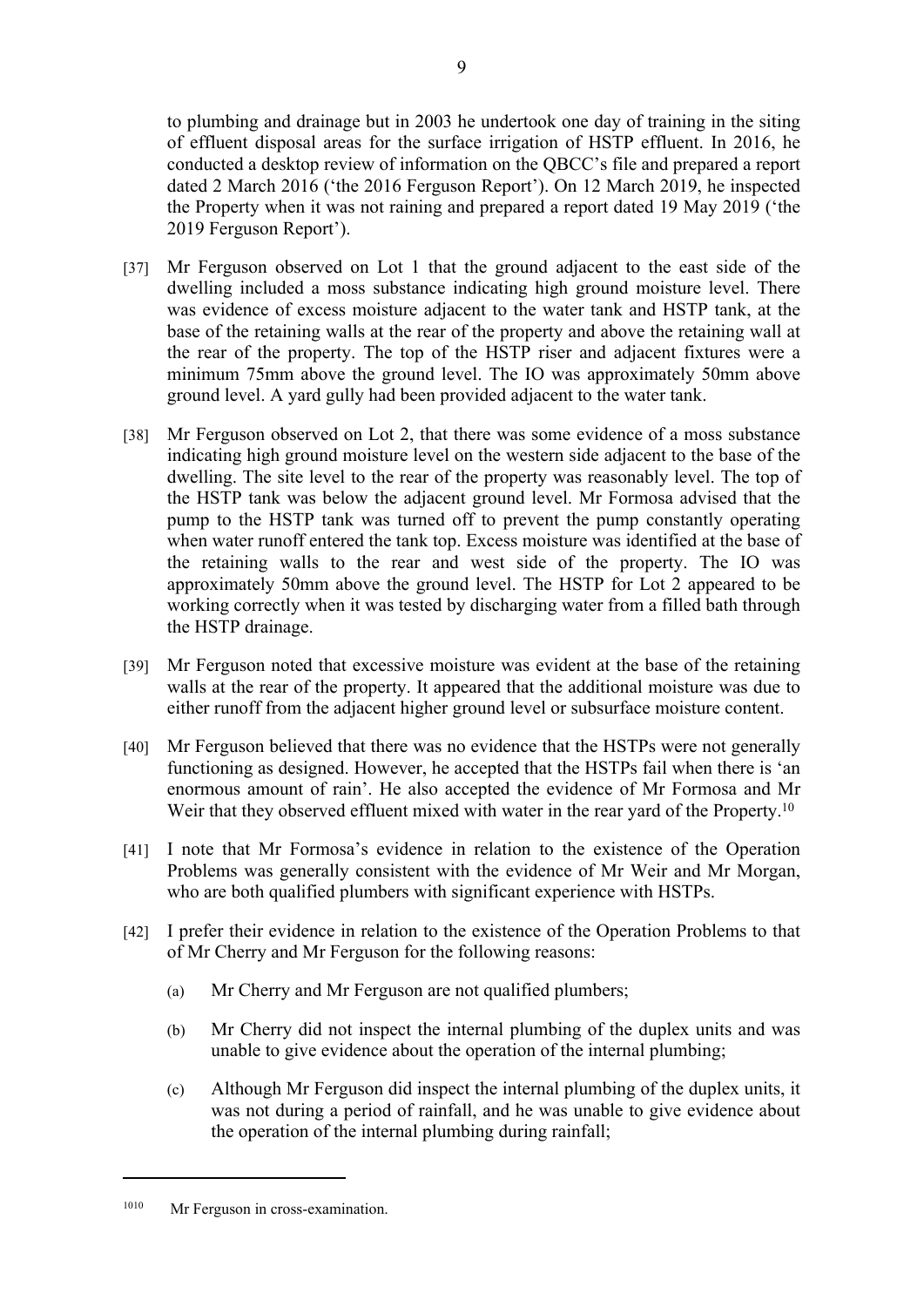to plumbing and drainage but in 2003 he undertook one day of training in the siting of effluent disposal areas for the surface irrigation of HSTP effluent. In 2016, he conducted a desktop review of information on the QBCC's file and prepared a report dated 2 March 2016 ('the 2016 Ferguson Report'). On 12 March 2019, he inspected the Property when it was not raining and prepared a report dated 19 May 2019 ('the 2019 Ferguson Report').

[37] Mr Ferguson observed on Lot 1 that the ground adjacent to the east side of the dwelling included a moss substance indicating high ground moisture level. There was evidence of excess moisture adjacent to the water tank and HSTP tank, at the base of the retaining walls at the rear of the property and above the retaining wall at the rear of the property. The top of the HSTP riser and adjacent fixtures were a minimum 75mm above the ground level. The IO was approximately 50mm above ground level. A yard gully had been provided adjacent to the water tank.

[38] Mr Ferguson observed on Lot 2, that there was some evidence of a moss substance indicating high ground moisture level on the western side adjacent to the base of the dwelling. The site level to the rear of the property was reasonably level. The top of the HSTP tank was below the adjacent ground level. Mr Formosa advised that the pump to the HSTP tank was turned off to prevent the pump constantly operating when water runoff entered the tank top. Excess moisture was identified at the base of the retaining walls to the rear and west side of the property. The IO was approximately 50mm above the ground level. The HSTP for Lot 2 appeared to be working correctly when it was tested by discharging water from a filled bath through the HSTP drainage.

[39] Mr Ferguson noted that excessive moisture was evident at the base of the retaining walls at the rear of the property. It appeared that the additional moisture was due to either runoff from the adjacent higher ground level or subsurface moisture content.

[40] Mr Ferguson believed that there was no evidence that the HSTPs were not generally functioning as designed. However, he accepted that the HSTPs fail when there is 'an enormous amount of rain'. He also accepted the evidence of Mr Formosa and Mr Weir that they observed effluent mixed with water in the rear yard of the Property.[10]

[41] I note that Mr Formosa's evidence in relation to the existence of the Operation Problems was generally consistent with the evidence of Mr Weir and Mr Morgan, who are both qualified plumbers with significant experience with HSTPs.

[42] I prefer their evidence in relation to the existence of the Operation Problems to that of Mr Cherry and Mr Ferguson for the following reasons:

(a) Mr Cherry and Mr Ferguson are not qualified plumbers;

(b) Mr Cherry did not inspect the internal plumbing of the duplex units and was unable to give evidence about the operation of the internal plumbing;

(c) Although Mr Ferguson did inspect the internal plumbing of the duplex units, it was not during a period of rainfall, and he was unable to give evidence about the operation of the internal plumbing during rainfall;

[10] Mr Ferguson in cross-examination.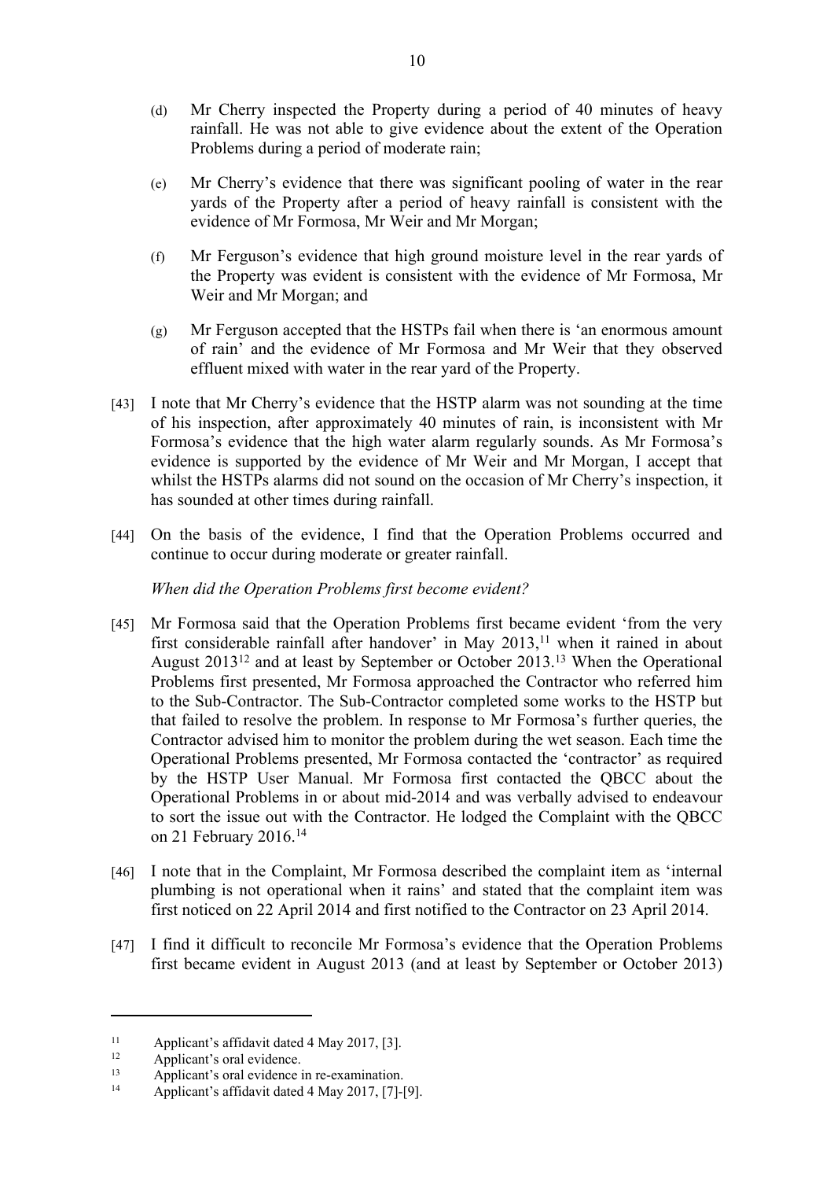(d) Mr Cherry inspected the Property during a period of 40 minutes of heavy rainfall. He was not able to give evidence about the extent of the Operation Problems during a period of moderate rain;

(e) Mr Cherry's evidence that there was significant pooling of water in the rear yards of the Property after a period of heavy rainfall is consistent with the evidence of Mr Formosa, Mr Weir and Mr Morgan;

(f) Mr Ferguson's evidence that high ground moisture level in the rear yards of the Property was evident is consistent with the evidence of Mr Formosa, Mr Weir and Mr Morgan; and

(g) Mr Ferguson accepted that the HSTPs fail when there is 'an enormous amount of rain' and the evidence of Mr Formosa and Mr Weir that they observed effluent mixed with water in the rear yard of the Property.

[43] I note that Mr Cherry's evidence that the HSTP alarm was not sounding at the time of his inspection, after approximately 40 minutes of rain, is inconsistent with Mr Formosa's evidence that the high water alarm regularly sounds. As Mr Formosa's evidence is supported by the evidence of Mr Weir and Mr Morgan, I accept that whilst the HSTPs alarms did not sound on the occasion of Mr Cherry's inspection, it has sounded at other times during rainfall.

[44] On the basis of the evidence, I find that the Operation Problems occurred and continue to occur during moderate or greater rainfall.

*When did the Operation Problems first become evident?*

[45] Mr Formosa said that the Operation Problems first became evident 'from the very first considerable rainfall after handover' in May 2013,[11] when it rained in about August 2013[12] and at least by September or October 2013.[13] When the Operational Problems first presented, Mr Formosa approached the Contractor who referred him to the Sub-Contractor. The Sub-Contractor completed some works to the HSTP but that failed to resolve the problem. In response to Mr Formosa's further queries, the Contractor advised him to monitor the problem during the wet season. Each time the Operational Problems presented, Mr Formosa contacted the 'contractor' as required by the HSTP User Manual. Mr Formosa first contacted the QBCC about the Operational Problems in or about mid-2014 and was verbally advised to endeavour to sort the issue out with the Contractor. He lodged the Complaint with the QBCC on 21 February 2016.[14]

[46] I note that in the Complaint, Mr Formosa described the complaint item as 'internal plumbing is not operational when it rains' and stated that the complaint item was first noticed on 22 April 2014 and first notified to the Contractor on 23 April 2014.

[47] I find it difficult to reconcile Mr Formosa's evidence that the Operation Problems first became evident in August 2013 (and at least by September or October 2013)

---

[11] Applicant's affidavit dated 4 May 2017, [3].

[12] Applicant's oral evidence.

[13] Applicant's oral evidence in re-examination.

[14] Applicant's affidavit dated 4 May 2017, [7]-[9].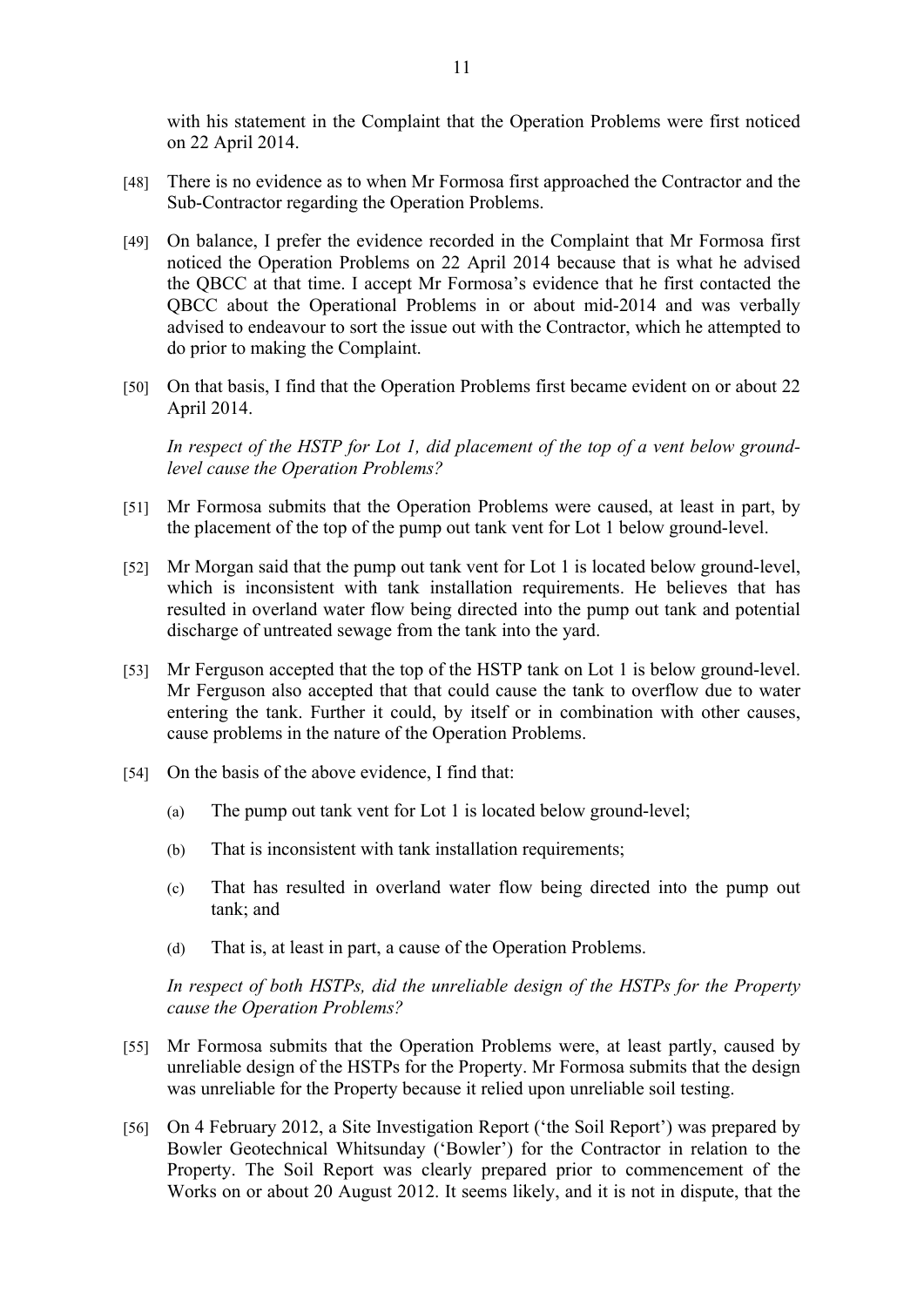with his statement in the Complaint that the Operation Problems were first noticed on 22 April 2014.

[48] There is no evidence as to when Mr Formosa first approached the Contractor and the Sub-Contractor regarding the Operation Problems.

[49] On balance, I prefer the evidence recorded in the Complaint that Mr Formosa first noticed the Operation Problems on 22 April 2014 because that is what he advised the QBCC at that time. I accept Mr Formosa's evidence that he first contacted the QBCC about the Operational Problems in or about mid-2014 and was verbally advised to endeavour to sort the issue out with the Contractor, which he attempted to do prior to making the Complaint.

[50] On that basis, I find that the Operation Problems first became evident on or about 22 April 2014.

*In respect of the HSTP for Lot 1, did placement of the top of a vent below ground-level cause the Operation Problems?*

[51] Mr Formosa submits that the Operation Problems were caused, at least in part, by the placement of the top of the pump out tank vent for Lot 1 below ground-level.

[52] Mr Morgan said that the pump out tank vent for Lot 1 is located below ground-level, which is inconsistent with tank installation requirements. He believes that has resulted in overland water flow being directed into the pump out tank and potential discharge of untreated sewage from the tank into the yard.

[53] Mr Ferguson accepted that the top of the HSTP tank on Lot 1 is below ground-level. Mr Ferguson also accepted that that could cause the tank to overflow due to water entering the tank. Further it could, by itself or in combination with other causes, cause problems in the nature of the Operation Problems.

[54] On the basis of the above evidence, I find that:

(a) The pump out tank vent for Lot 1 is located below ground-level;

(b) That is inconsistent with tank installation requirements;

(c) That has resulted in overland water flow being directed into the pump out tank; and

(d) That is, at least in part, a cause of the Operation Problems.

*In respect of both HSTPs, did the unreliable design of the HSTPs for the Property cause the Operation Problems?*

[55] Mr Formosa submits that the Operation Problems were, at least partly, caused by unreliable design of the HSTPs for the Property. Mr Formosa submits that the design was unreliable for the Property because it relied upon unreliable soil testing.

[56] On 4 February 2012, a Site Investigation Report ('the Soil Report') was prepared by Bowler Geotechnical Whitsunday ('Bowler') for the Contractor in relation to the Property. The Soil Report was clearly prepared prior to commencement of the Works on or about 20 August 2012. It seems likely, and it is not in dispute, that the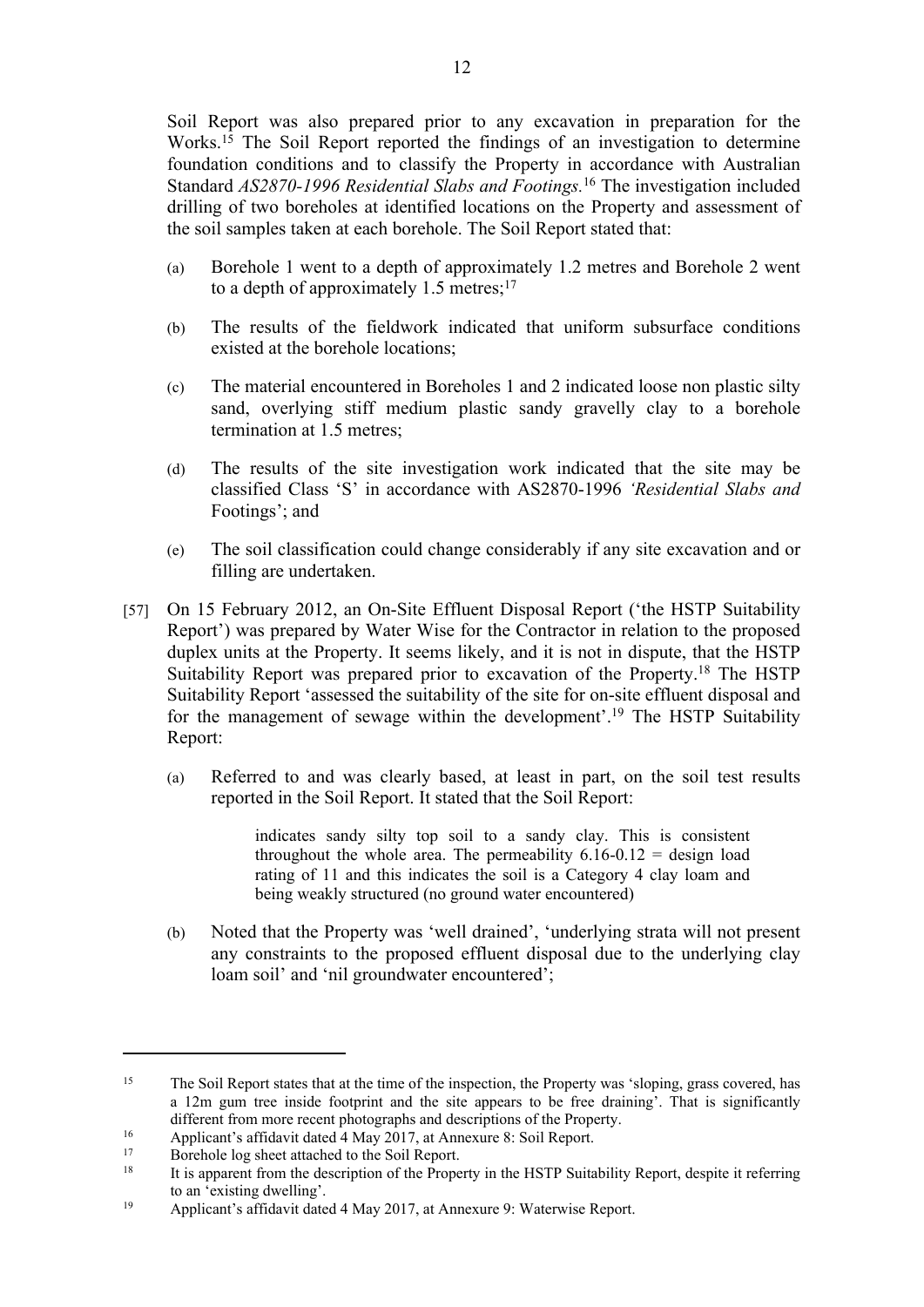Soil Report was also prepared prior to any excavation in preparation for the Works.[15] The Soil Report reported the findings of an investigation to determine foundation conditions and to classify the Property in accordance with Australian Standard *AS2870-1996 Residential Slabs and Footings.*[16] The investigation included drilling of two boreholes at identified locations on the Property and assessment of the soil samples taken at each borehole. The Soil Report stated that:

(a) Borehole 1 went to a depth of approximately 1.2 metres and Borehole 2 went to a depth of approximately 1.5 metres;[17]

(b) The results of the fieldwork indicated that uniform subsurface conditions existed at the borehole locations;

(c) The material encountered in Boreholes 1 and 2 indicated loose non plastic silty sand, overlying stiff medium plastic sandy gravelly clay to a borehole termination at 1.5 metres;

(d) The results of the site investigation work indicated that the site may be classified Class 'S' in accordance with AS2870-1996 *'Residential Slabs and* Footings'; and

(e) The soil classification could change considerably if any site excavation and or filling are undertaken.

[57] On 15 February 2012, an On-Site Effluent Disposal Report ('the HSTP Suitability Report') was prepared by Water Wise for the Contractor in relation to the proposed duplex units at the Property. It seems likely, and it is not in dispute, that the HSTP Suitability Report was prepared prior to excavation of the Property.[18] The HSTP Suitability Report 'assessed the suitability of the site for on-site effluent disposal and for the management of sewage within the development'.[19] The HSTP Suitability Report:

(a) Referred to and was clearly based, at least in part, on the soil test results reported in the Soil Report. It stated that the Soil Report:

> indicates sandy silty top soil to a sandy clay. This is consistent throughout the whole area. The permeability 6.16-0.12 = design load rating of 11 and this indicates the soil is a Category 4 clay loam and being weakly structured (no ground water encountered)

(b) Noted that the Property was 'well drained', 'underlying strata will not present any constraints to the proposed effluent disposal due to the underlying clay loam soil' and 'nil groundwater encountered';

---

[15] The Soil Report states that at the time of the inspection, the Property was 'sloping, grass covered, has a 12m gum tree inside footprint and the site appears to be free draining'. That is significantly different from more recent photographs and descriptions of the Property.

[16] Applicant's affidavit dated 4 May 2017, at Annexure 8: Soil Report.

[17] Borehole log sheet attached to the Soil Report.

[18] It is apparent from the description of the Property in the HSTP Suitability Report, despite it referring to an 'existing dwelling'.

[19] Applicant's affidavit dated 4 May 2017, at Annexure 9: Waterwise Report.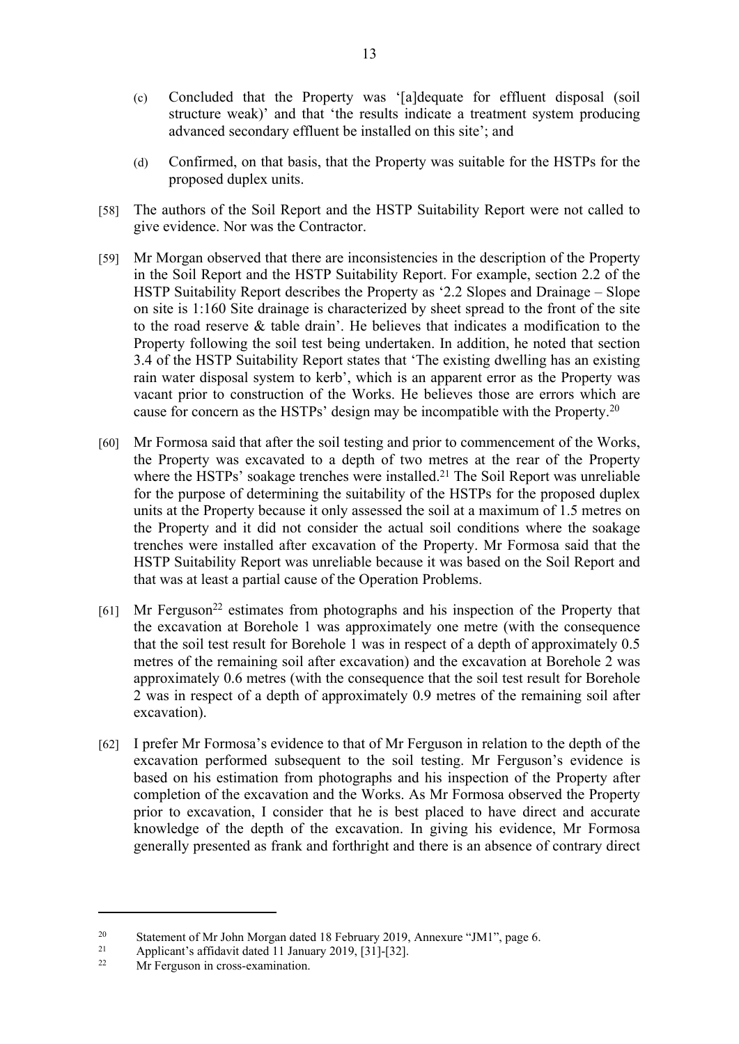(c) Concluded that the Property was '[a]dequate for effluent disposal (soil structure weak)' and that 'the results indicate a treatment system producing advanced secondary effluent be installed on this site'; and

(d) Confirmed, on that basis, that the Property was suitable for the HSTPs for the proposed duplex units.

[58] The authors of the Soil Report and the HSTP Suitability Report were not called to give evidence. Nor was the Contractor.

[59] Mr Morgan observed that there are inconsistencies in the description of the Property in the Soil Report and the HSTP Suitability Report. For example, section 2.2 of the HSTP Suitability Report describes the Property as '2.2 Slopes and Drainage – Slope on site is 1:160 Site drainage is characterized by sheet spread to the front of the site to the road reserve & table drain'. He believes that indicates a modification to the Property following the soil test being undertaken. In addition, he noted that section 3.4 of the HSTP Suitability Report states that 'The existing dwelling has an existing rain water disposal system to kerb', which is an apparent error as the Property was vacant prior to construction of the Works. He believes those are errors which are cause for concern as the HSTPs' design may be incompatible with the Property.[20]

[60] Mr Formosa said that after the soil testing and prior to commencement of the Works, the Property was excavated to a depth of two metres at the rear of the Property where the HSTPs' soakage trenches were installed.[21] The Soil Report was unreliable for the purpose of determining the suitability of the HSTPs for the proposed duplex units at the Property because it only assessed the soil at a maximum of 1.5 metres on the Property and it did not consider the actual soil conditions where the soakage trenches were installed after excavation of the Property. Mr Formosa said that the HSTP Suitability Report was unreliable because it was based on the Soil Report and that was at least a partial cause of the Operation Problems.

[61] Mr Ferguson[22] estimates from photographs and his inspection of the Property that the excavation at Borehole 1 was approximately one metre (with the consequence that the soil test result for Borehole 1 was in respect of a depth of approximately 0.5 metres of the remaining soil after excavation) and the excavation at Borehole 2 was approximately 0.6 metres (with the consequence that the soil test result for Borehole 2 was in respect of a depth of approximately 0.9 metres of the remaining soil after excavation).

[62] I prefer Mr Formosa's evidence to that of Mr Ferguson in relation to the depth of the excavation performed subsequent to the soil testing. Mr Ferguson's evidence is based on his estimation from photographs and his inspection of the Property after completion of the excavation and the Works. As Mr Formosa observed the Property prior to excavation, I consider that he is best placed to have direct and accurate knowledge of the depth of the excavation. In giving his evidence, Mr Formosa generally presented as frank and forthright and there is an absence of contrary direct

---

[20] Statement of Mr John Morgan dated 18 February 2019, Annexure "JM1", page 6.

[21] Applicant's affidavit dated 11 January 2019, [31]-[32].

[22] Mr Ferguson in cross-examination.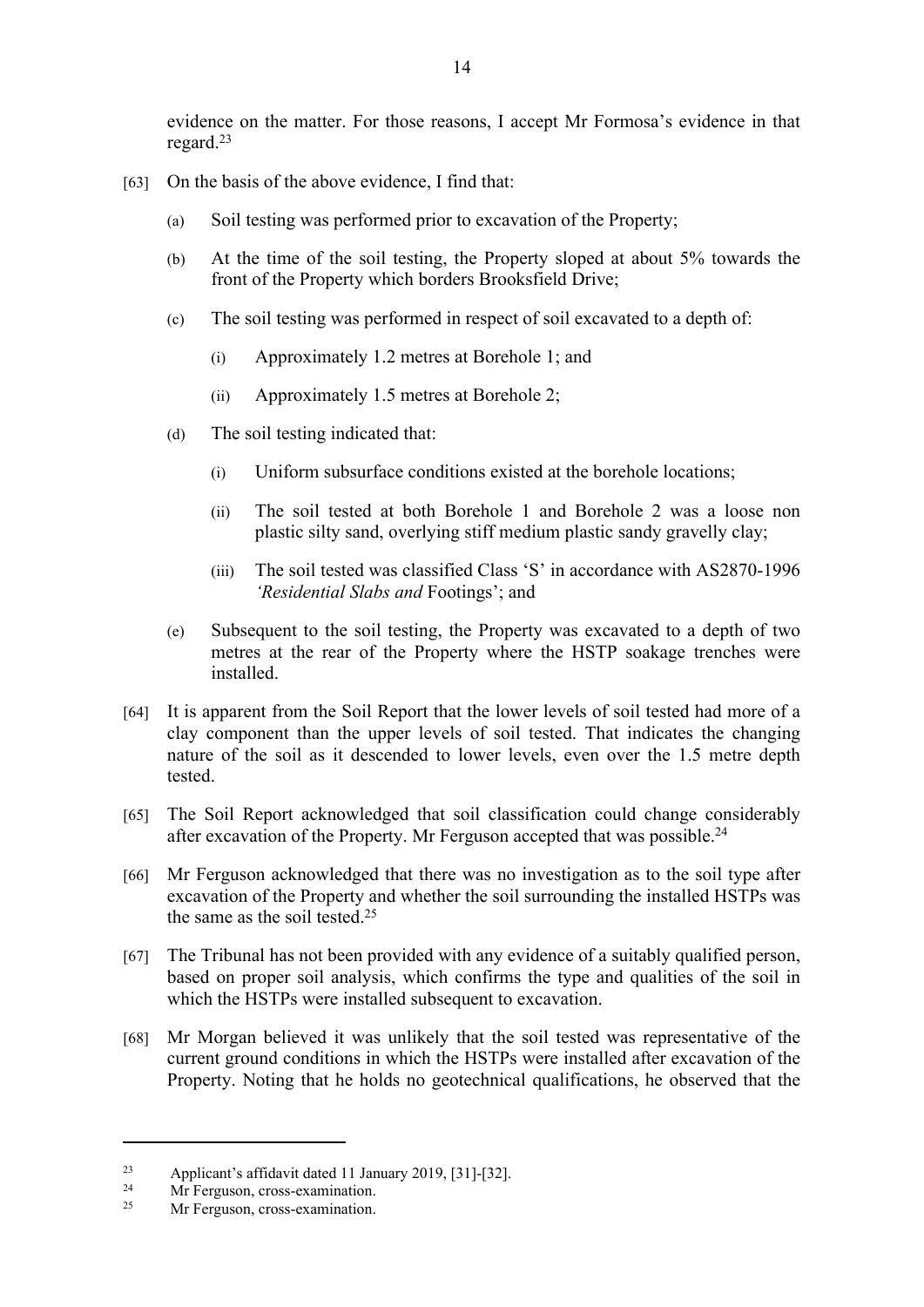evidence on the matter. For those reasons, I accept Mr Formosa's evidence in that regard.[23]

[63] On the basis of the above evidence, I find that:

(a) Soil testing was performed prior to excavation of the Property;

(b) At the time of the soil testing, the Property sloped at about 5% towards the front of the Property which borders Brooksfield Drive;

(c) The soil testing was performed in respect of soil excavated to a depth of:

(i) Approximately 1.2 metres at Borehole 1; and

(ii) Approximately 1.5 metres at Borehole 2;

(d) The soil testing indicated that:

(i) Uniform subsurface conditions existed at the borehole locations;

(ii) The soil tested at both Borehole 1 and Borehole 2 was a loose non plastic silty sand, overlying stiff medium plastic sandy gravelly clay;

(iii) The soil tested was classified Class 'S' in accordance with AS2870-1996 *'Residential Slabs and* Footings'; and

(e) Subsequent to the soil testing, the Property was excavated to a depth of two metres at the rear of the Property where the HSTP soakage trenches were installed.

[64] It is apparent from the Soil Report that the lower levels of soil tested had more of a clay component than the upper levels of soil tested. That indicates the changing nature of the soil as it descended to lower levels, even over the 1.5 metre depth tested.

[65] The Soil Report acknowledged that soil classification could change considerably after excavation of the Property. Mr Ferguson accepted that was possible.[24]

[66] Mr Ferguson acknowledged that there was no investigation as to the soil type after excavation of the Property and whether the soil surrounding the installed HSTPs was the same as the soil tested.[25]

[67] The Tribunal has not been provided with any evidence of a suitably qualified person, based on proper soil analysis, which confirms the type and qualities of the soil in which the HSTPs were installed subsequent to excavation.

[68] Mr Morgan believed it was unlikely that the soil tested was representative of the current ground conditions in which the HSTPs were installed after excavation of the Property. Noting that he holds no geotechnical qualifications, he observed that the

---

[23] Applicant's affidavit dated 11 January 2019, [31]-[32].

[24] Mr Ferguson, cross-examination.

[25] Mr Ferguson, cross-examination.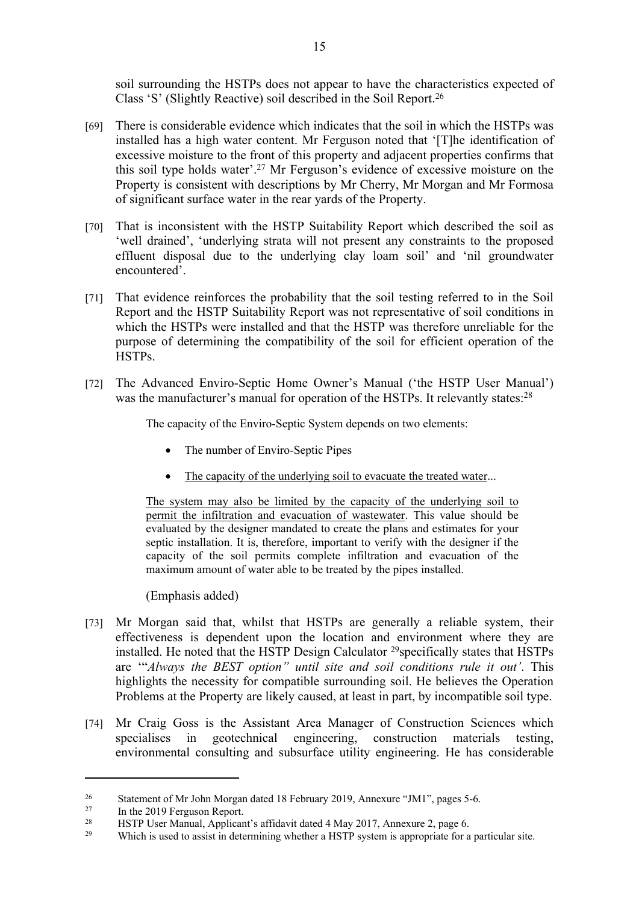soil surrounding the HSTPs does not appear to have the characteristics expected of Class 'S' (Slightly Reactive) soil described in the Soil Report.[26]

[69] There is considerable evidence which indicates that the soil in which the HSTPs was installed has a high water content. Mr Ferguson noted that '[T]he identification of excessive moisture to the front of this property and adjacent properties confirms that this soil type holds water'.[27] Mr Ferguson's evidence of excessive moisture on the Property is consistent with descriptions by Mr Cherry, Mr Morgan and Mr Formosa of significant surface water in the rear yards of the Property.

[70] That is inconsistent with the HSTP Suitability Report which described the soil as 'well drained', 'underlying strata will not present any constraints to the proposed effluent disposal due to the underlying clay loam soil' and 'nil groundwater encountered'.

[71] That evidence reinforces the probability that the soil testing referred to in the Soil Report and the HSTP Suitability Report was not representative of soil conditions in which the HSTPs were installed and that the HSTP was therefore unreliable for the purpose of determining the compatibility of the soil for efficient operation of the HSTPs.

[72] The Advanced Enviro-Septic Home Owner's Manual ('the HSTP User Manual') was the manufacturer's manual for operation of the HSTPs. It relevantly states:[28]

> The capacity of the Enviro-Septic System depends on two elements:
>
> - The number of Enviro-Septic Pipes
> - <u>The capacity of the underlying soil to evacuate the treated water</u>...
>
> <u>The system may also be limited by the capacity of the underlying soil to permit the infiltration and evacuation of wastewater</u>. This value should be evaluated by the designer mandated to create the plans and estimates for your septic installation. It is, therefore, important to verify with the designer if the capacity of the soil permits complete infiltration and evacuation of the maximum amount of water able to be treated by the pipes installed.
>
> (Emphasis added)

[73] Mr Morgan said that, whilst that HSTPs are generally a reliable system, their effectiveness is dependent upon the location and environment where they are installed. He noted that the HSTP Design Calculator [29]specifically states that HSTPs are '"*Always the BEST option" until site and soil conditions rule it out'*. This highlights the necessity for compatible surrounding soil. He believes the Operation Problems at the Property are likely caused, at least in part, by incompatible soil type.

[74] Mr Craig Goss is the Assistant Area Manager of Construction Sciences which specialises in geotechnical engineering, construction materials testing, environmental consulting and subsurface utility engineering. He has considerable

---

[26] Statement of Mr John Morgan dated 18 February 2019, Annexure "JM1", pages 5-6.

[27] In the 2019 Ferguson Report.

[28] HSTP User Manual, Applicant's affidavit dated 4 May 2017, Annexure 2, page 6.

[29] Which is used to assist in determining whether a HSTP system is appropriate for a particular site.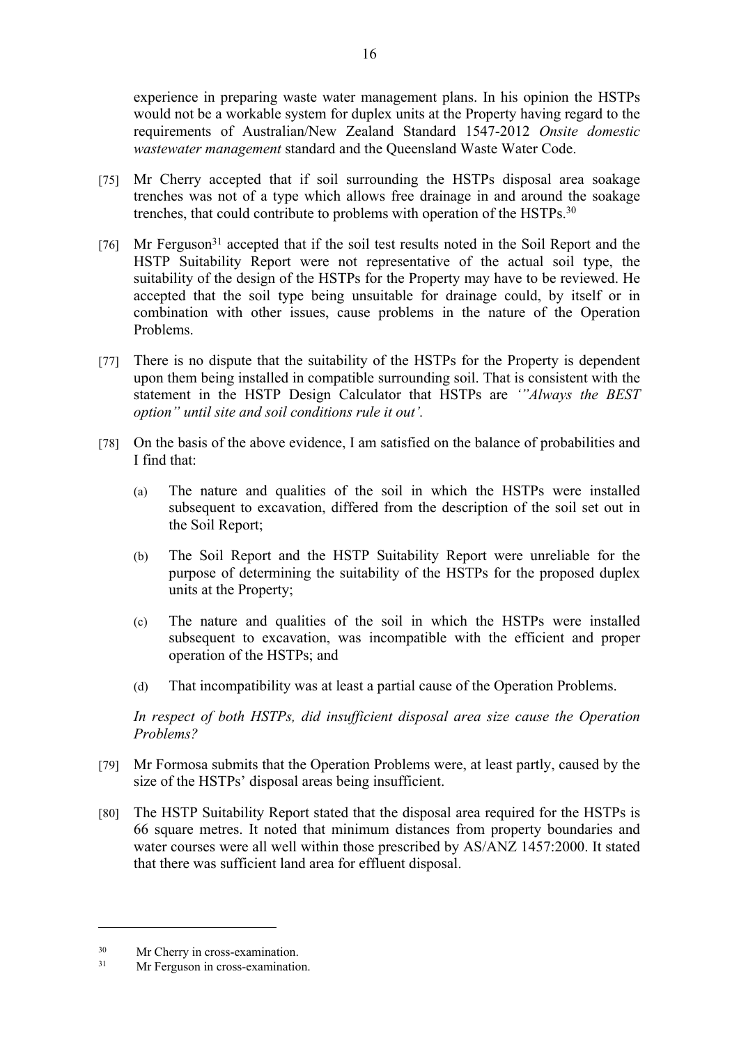experience in preparing waste water management plans. In his opinion the HSTPs would not be a workable system for duplex units at the Property having regard to the requirements of Australian/New Zealand Standard 1547-2012 *Onsite domestic wastewater management* standard and the Queensland Waste Water Code.

[75] Mr Cherry accepted that if soil surrounding the HSTPs disposal area soakage trenches was not of a type which allows free drainage in and around the soakage trenches, that could contribute to problems with operation of the HSTPs.[30]

[76] Mr Ferguson[31] accepted that if the soil test results noted in the Soil Report and the HSTP Suitability Report were not representative of the actual soil type, the suitability of the design of the HSTPs for the Property may have to be reviewed. He accepted that the soil type being unsuitable for drainage could, by itself or in combination with other issues, cause problems in the nature of the Operation Problems.

[77] There is no dispute that the suitability of the HSTPs for the Property is dependent upon them being installed in compatible surrounding soil. That is consistent with the statement in the HSTP Design Calculator that HSTPs are *'"Always the BEST option" until site and soil conditions rule it out'.*

[78] On the basis of the above evidence, I am satisfied on the balance of probabilities and I find that:

(a) The nature and qualities of the soil in which the HSTPs were installed subsequent to excavation, differed from the description of the soil set out in the Soil Report;

(b) The Soil Report and the HSTP Suitability Report were unreliable for the purpose of determining the suitability of the HSTPs for the proposed duplex units at the Property;

(c) The nature and qualities of the soil in which the HSTPs were installed subsequent to excavation, was incompatible with the efficient and proper operation of the HSTPs; and

(d) That incompatibility was at least a partial cause of the Operation Problems.

*In respect of both HSTPs, did insufficient disposal area size cause the Operation Problems?*

[79] Mr Formosa submits that the Operation Problems were, at least partly, caused by the size of the HSTPs' disposal areas being insufficient.

[80] The HSTP Suitability Report stated that the disposal area required for the HSTPs is 66 square metres. It noted that minimum distances from property boundaries and water courses were all well within those prescribed by AS/ANZ 1457:2000. It stated that there was sufficient land area for effluent disposal.

---

[30] Mr Cherry in cross-examination.

[31] Mr Ferguson in cross-examination.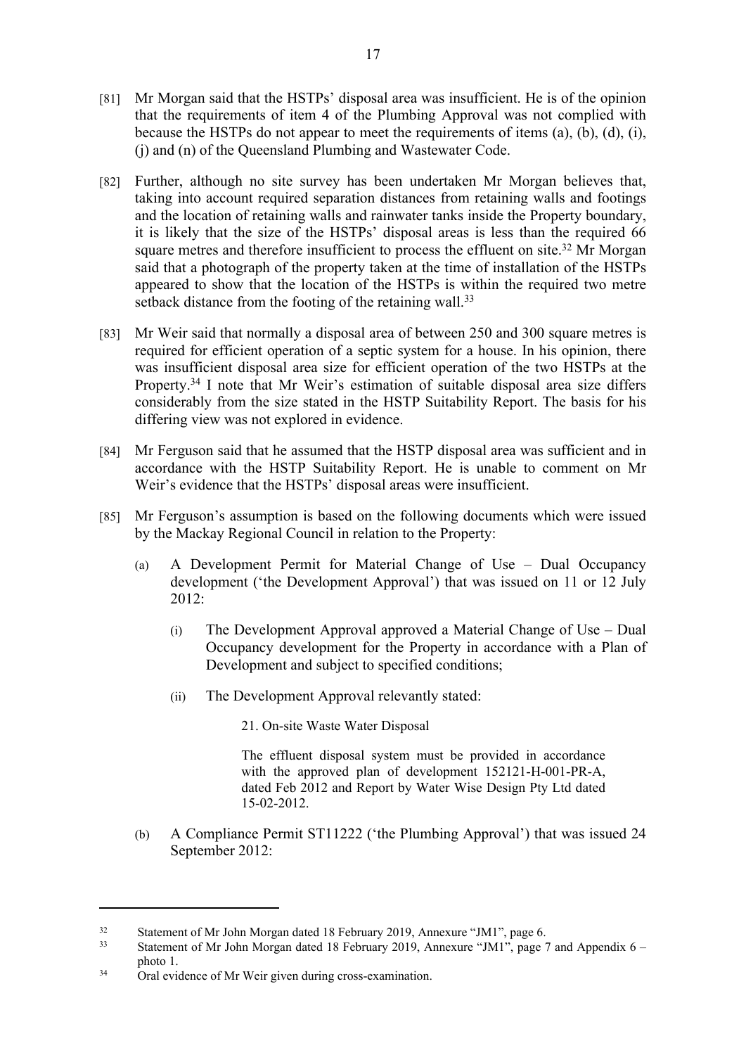[81] Mr Morgan said that the HSTPs' disposal area was insufficient. He is of the opinion that the requirements of item 4 of the Plumbing Approval was not complied with because the HSTPs do not appear to meet the requirements of items (a), (b), (d), (i), (j) and (n) of the Queensland Plumbing and Wastewater Code.

[82] Further, although no site survey has been undertaken Mr Morgan believes that, taking into account required separation distances from retaining walls and footings and the location of retaining walls and rainwater tanks inside the Property boundary, it is likely that the size of the HSTPs' disposal areas is less than the required 66 square metres and therefore insufficient to process the effluent on site.[32] Mr Morgan said that a photograph of the property taken at the time of installation of the HSTPs appeared to show that the location of the HSTPs is within the required two metre setback distance from the footing of the retaining wall.[33]

[83] Mr Weir said that normally a disposal area of between 250 and 300 square metres is required for efficient operation of a septic system for a house. In his opinion, there was insufficient disposal area size for efficient operation of the two HSTPs at the Property.[34] I note that Mr Weir's estimation of suitable disposal area size differs considerably from the size stated in the HSTP Suitability Report. The basis for his differing view was not explored in evidence.

[84] Mr Ferguson said that he assumed that the HSTP disposal area was sufficient and in accordance with the HSTP Suitability Report. He is unable to comment on Mr Weir's evidence that the HSTPs' disposal areas were insufficient.

[85] Mr Ferguson's assumption is based on the following documents which were issued by the Mackay Regional Council in relation to the Property:

(a) A Development Permit for Material Change of Use – Dual Occupancy development ('the Development Approval') that was issued on 11 or 12 July 2012:

(i) The Development Approval approved a Material Change of Use – Dual Occupancy development for the Property in accordance with a Plan of Development and subject to specified conditions;

(ii) The Development Approval relevantly stated:

> 21. On-site Waste Water Disposal
>
> The effluent disposal system must be provided in accordance with the approved plan of development 152121-H-001-PR-A, dated Feb 2012 and Report by Water Wise Design Pty Ltd dated 15-02-2012.

(b) A Compliance Permit ST11222 ('the Plumbing Approval') that was issued 24 September 2012:

---

[32] Statement of Mr John Morgan dated 18 February 2019, Annexure "JM1", page 6.

[33] Statement of Mr John Morgan dated 18 February 2019, Annexure "JM1", page 7 and Appendix 6 – photo 1.

[34] Oral evidence of Mr Weir given during cross-examination.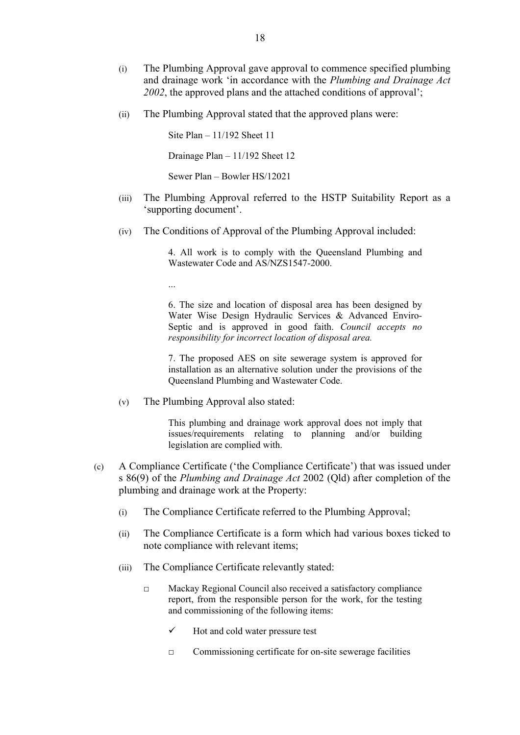(i) The Plumbing Approval gave approval to commence specified plumbing and drainage work 'in accordance with the *Plumbing and Drainage Act 2002*, the approved plans and the attached conditions of approval';

(ii) The Plumbing Approval stated that the approved plans were:

> Site Plan – 11/192 Sheet 11
>
> Drainage Plan – 11/192 Sheet 12
>
> Sewer Plan – Bowler HS/12021

(iii) The Plumbing Approval referred to the HSTP Suitability Report as a 'supporting document'.

(iv) The Conditions of Approval of the Plumbing Approval included:

> 4. All work is to comply with the Queensland Plumbing and Wastewater Code and AS/NZS1547-2000.
>
> ...
>
> 6. The size and location of disposal area has been designed by Water Wise Design Hydraulic Services & Advanced Enviro-Septic and is approved in good faith. *Council accepts no responsibility for incorrect location of disposal area.*
>
> 7. The proposed AES on site sewerage system is approved for installation as an alternative solution under the provisions of the Queensland Plumbing and Wastewater Code.

(v) The Plumbing Approval also stated:

> This plumbing and drainage work approval does not imply that issues/requirements relating to planning and/or building legislation are complied with.

(c) A Compliance Certificate ('the Compliance Certificate') that was issued under s 86(9) of the *Plumbing and Drainage Act* 2002 (Qld) after completion of the plumbing and drainage work at the Property:

(i) The Compliance Certificate referred to the Plumbing Approval;

(ii) The Compliance Certificate is a form which had various boxes ticked to note compliance with relevant items;

(iii) The Compliance Certificate relevantly stated:

> □ Mackay Regional Council also received a satisfactory compliance report, from the responsible person for the work, for the testing and commissioning of the following items:
>
> ✓ Hot and cold water pressure test
>
> □ Commissioning certificate for on-site sewerage facilities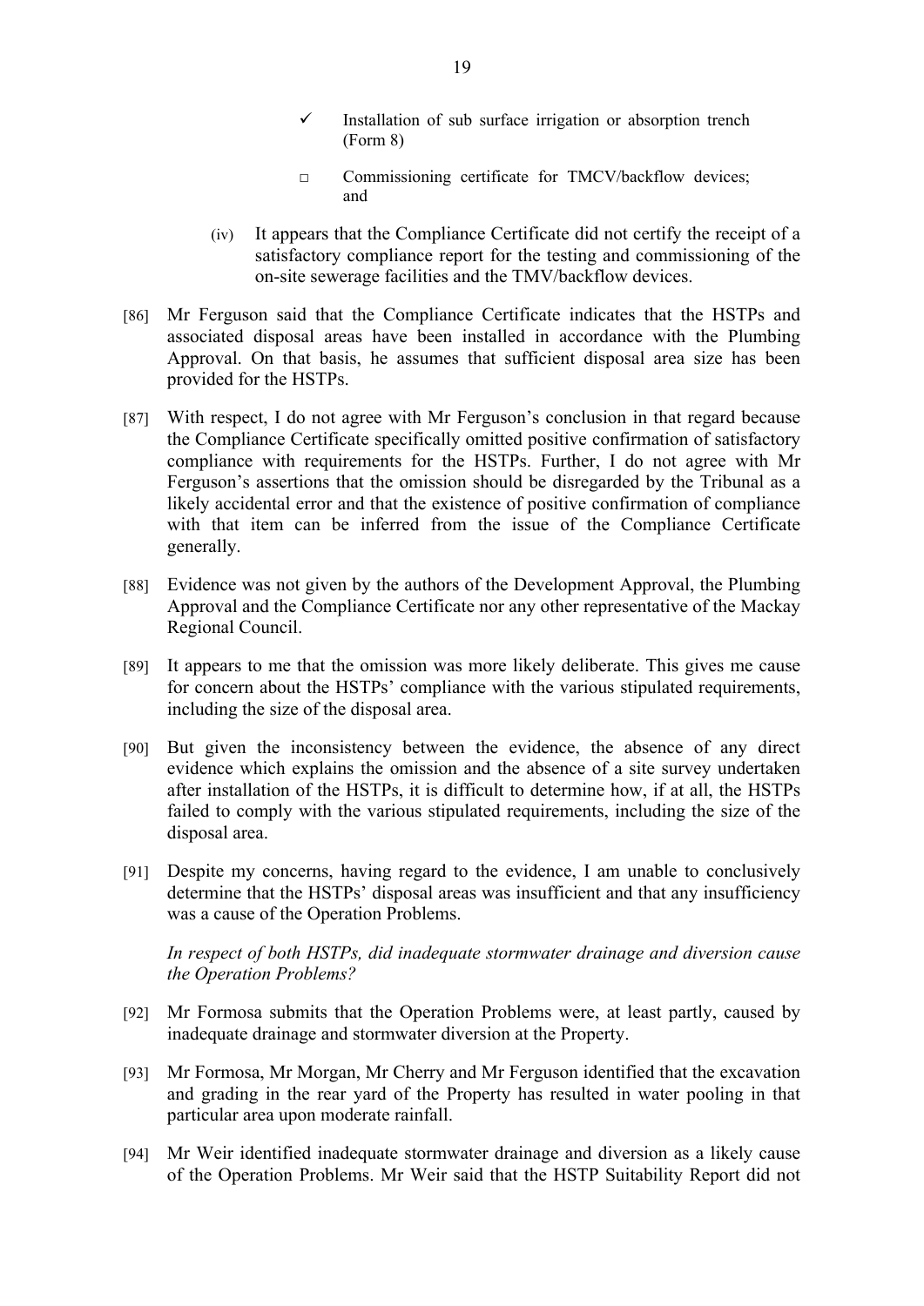- ✓ Installation of sub surface irrigation or absorption trench (Form 8)
- □ Commissioning certificate for TMCV/backflow devices; and

(iv) It appears that the Compliance Certificate did not certify the receipt of a satisfactory compliance report for the testing and commissioning of the on-site sewerage facilities and the TMV/backflow devices.

[86] Mr Ferguson said that the Compliance Certificate indicates that the HSTPs and associated disposal areas have been installed in accordance with the Plumbing Approval. On that basis, he assumes that sufficient disposal area size has been provided for the HSTPs.

[87] With respect, I do not agree with Mr Ferguson's conclusion in that regard because the Compliance Certificate specifically omitted positive confirmation of satisfactory compliance with requirements for the HSTPs. Further, I do not agree with Mr Ferguson's assertions that the omission should be disregarded by the Tribunal as a likely accidental error and that the existence of positive confirmation of compliance with that item can be inferred from the issue of the Compliance Certificate generally.

[88] Evidence was not given by the authors of the Development Approval, the Plumbing Approval and the Compliance Certificate nor any other representative of the Mackay Regional Council.

[89] It appears to me that the omission was more likely deliberate. This gives me cause for concern about the HSTPs' compliance with the various stipulated requirements, including the size of the disposal area.

[90] But given the inconsistency between the evidence, the absence of any direct evidence which explains the omission and the absence of a site survey undertaken after installation of the HSTPs, it is difficult to determine how, if at all, the HSTPs failed to comply with the various stipulated requirements, including the size of the disposal area.

[91] Despite my concerns, having regard to the evidence, I am unable to conclusively determine that the HSTPs' disposal areas was insufficient and that any insufficiency was a cause of the Operation Problems.

*In respect of both HSTPs, did inadequate stormwater drainage and diversion cause the Operation Problems?*

[92] Mr Formosa submits that the Operation Problems were, at least partly, caused by inadequate drainage and stormwater diversion at the Property.

[93] Mr Formosa, Mr Morgan, Mr Cherry and Mr Ferguson identified that the excavation and grading in the rear yard of the Property has resulted in water pooling in that particular area upon moderate rainfall.

[94] Mr Weir identified inadequate stormwater drainage and diversion as a likely cause of the Operation Problems. Mr Weir said that the HSTP Suitability Report did not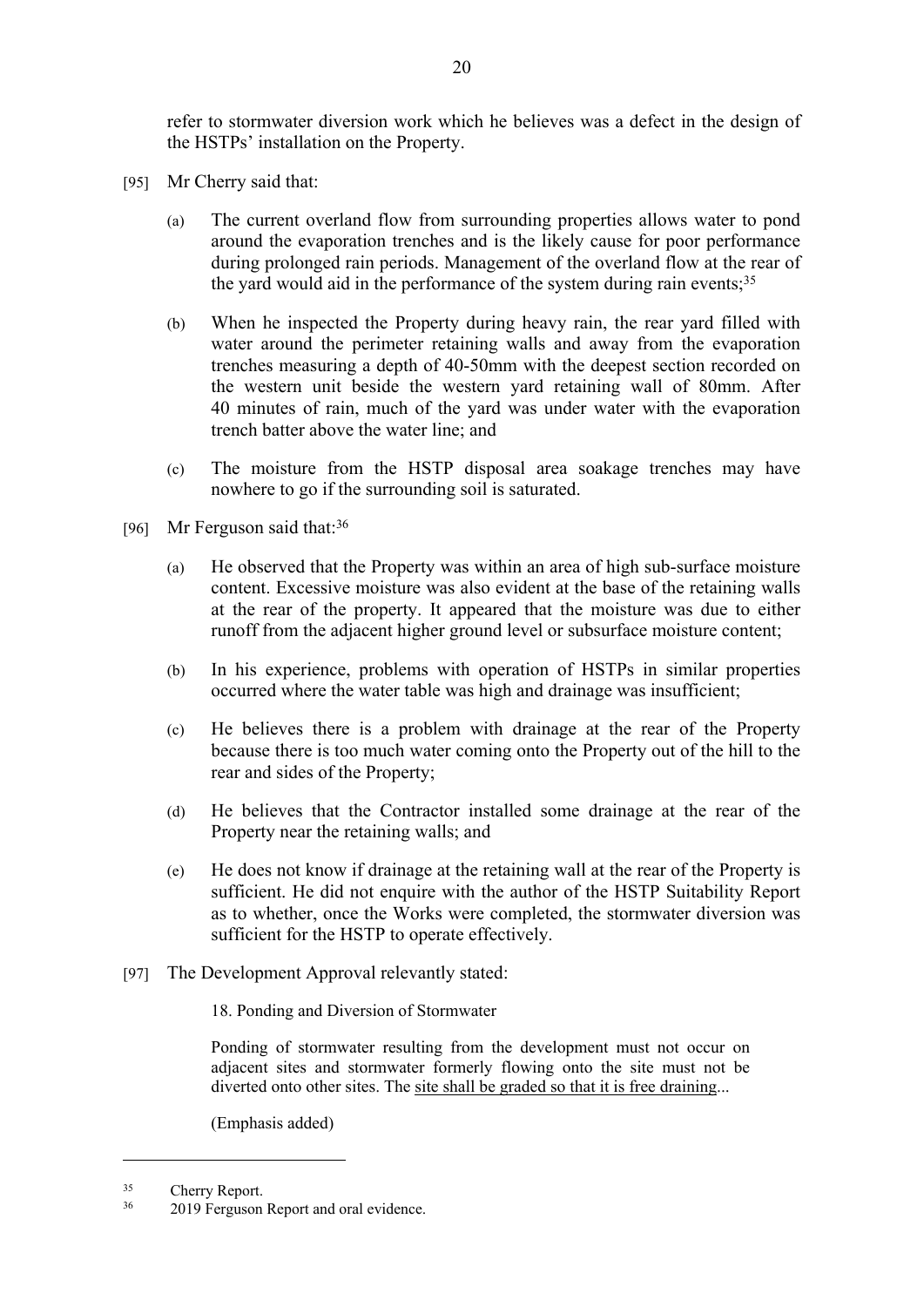refer to stormwater diversion work which he believes was a defect in the design of the HSTPs' installation on the Property.

[95] Mr Cherry said that:

(a) The current overland flow from surrounding properties allows water to pond around the evaporation trenches and is the likely cause for poor performance during prolonged rain periods. Management of the overland flow at the rear of the yard would aid in the performance of the system during rain events;[35]

(b) When he inspected the Property during heavy rain, the rear yard filled with water around the perimeter retaining walls and away from the evaporation trenches measuring a depth of 40-50mm with the deepest section recorded on the western unit beside the western yard retaining wall of 80mm. After 40 minutes of rain, much of the yard was under water with the evaporation trench batter above the water line; and

(c) The moisture from the HSTP disposal area soakage trenches may have nowhere to go if the surrounding soil is saturated.

[96] Mr Ferguson said that:[36]

(a) He observed that the Property was within an area of high sub-surface moisture content. Excessive moisture was also evident at the base of the retaining walls at the rear of the property. It appeared that the moisture was due to either runoff from the adjacent higher ground level or subsurface moisture content;

(b) In his experience, problems with operation of HSTPs in similar properties occurred where the water table was high and drainage was insufficient;

(c) He believes there is a problem with drainage at the rear of the Property because there is too much water coming onto the Property out of the hill to the rear and sides of the Property;

(d) He believes that the Contractor installed some drainage at the rear of the Property near the retaining walls; and

(e) He does not know if drainage at the retaining wall at the rear of the Property is sufficient. He did not enquire with the author of the HSTP Suitability Report as to whether, once the Works were completed, the stormwater diversion was sufficient for the HSTP to operate effectively.

[97] The Development Approval relevantly stated:

> 18. Ponding and Diversion of Stormwater
>
> Ponding of stormwater resulting from the development must not occur on adjacent sites and stormwater formerly flowing onto the site must not be diverted onto other sites. The <u>site shall be graded so that it is free draining</u>...
>
> (Emphasis added)

---

[35] Cherry Report.

[36] 2019 Ferguson Report and oral evidence.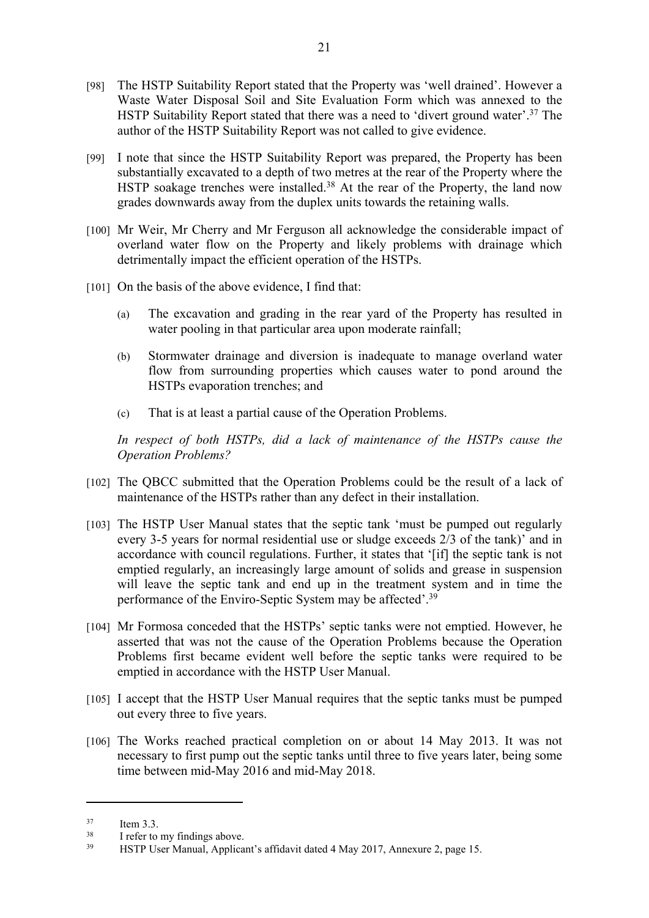[98] The HSTP Suitability Report stated that the Property was 'well drained'. However a Waste Water Disposal Soil and Site Evaluation Form which was annexed to the HSTP Suitability Report stated that there was a need to 'divert ground water'.[37] The author of the HSTP Suitability Report was not called to give evidence.

[99] I note that since the HSTP Suitability Report was prepared, the Property has been substantially excavated to a depth of two metres at the rear of the Property where the HSTP soakage trenches were installed.[38] At the rear of the Property, the land now grades downwards away from the duplex units towards the retaining walls.

[100] Mr Weir, Mr Cherry and Mr Ferguson all acknowledge the considerable impact of overland water flow on the Property and likely problems with drainage which detrimentally impact the efficient operation of the HSTPs.

[101] On the basis of the above evidence, I find that:

(a) The excavation and grading in the rear yard of the Property has resulted in water pooling in that particular area upon moderate rainfall;

(b) Stormwater drainage and diversion is inadequate to manage overland water flow from surrounding properties which causes water to pond around the HSTPs evaporation trenches; and

(c) That is at least a partial cause of the Operation Problems.

*In respect of both HSTPs, did a lack of maintenance of the HSTPs cause the Operation Problems?*

[102] The QBCC submitted that the Operation Problems could be the result of a lack of maintenance of the HSTPs rather than any defect in their installation.

[103] The HSTP User Manual states that the septic tank 'must be pumped out regularly every 3-5 years for normal residential use or sludge exceeds 2/3 of the tank)' and in accordance with council regulations. Further, it states that '[if] the septic tank is not emptied regularly, an increasingly large amount of solids and grease in suspension will leave the septic tank and end up in the treatment system and in time the performance of the Enviro-Septic System may be affected'.[39]

[104] Mr Formosa conceded that the HSTPs' septic tanks were not emptied. However, he asserted that was not the cause of the Operation Problems because the Operation Problems first became evident well before the septic tanks were required to be emptied in accordance with the HSTP User Manual.

[105] I accept that the HSTP User Manual requires that the septic tanks must be pumped out every three to five years.

[106] The Works reached practical completion on or about 14 May 2013. It was not necessary to first pump out the septic tanks until three to five years later, being some time between mid-May 2016 and mid-May 2018.

---

[37] Item 3.3.

[38] I refer to my findings above.

[39] HSTP User Manual, Applicant's affidavit dated 4 May 2017, Annexure 2, page 15.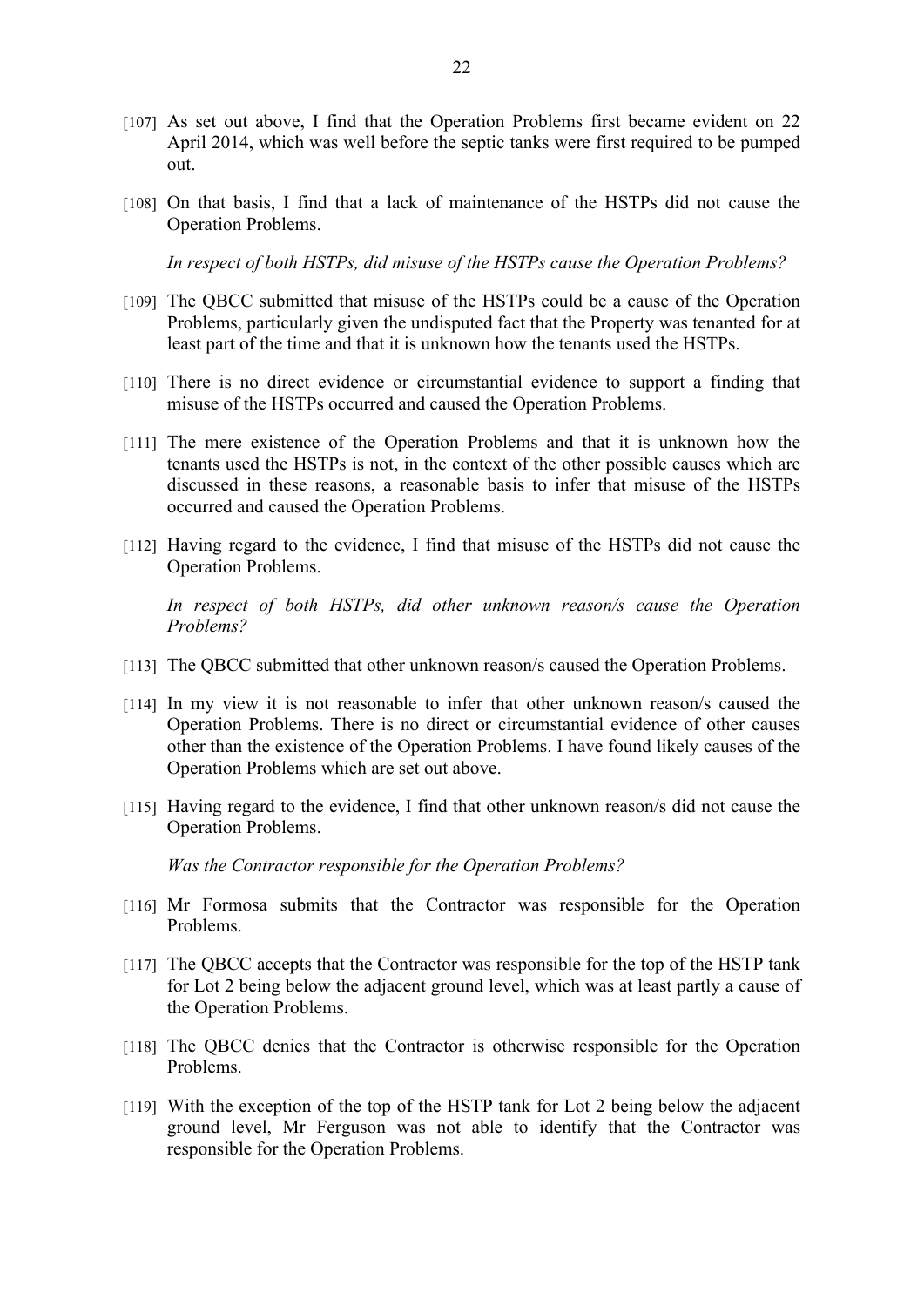[107] As set out above, I find that the Operation Problems first became evident on 22 April 2014, which was well before the septic tanks were first required to be pumped out.

[108] On that basis, I find that a lack of maintenance of the HSTPs did not cause the Operation Problems.

*In respect of both HSTPs, did misuse of the HSTPs cause the Operation Problems?*

[109] The QBCC submitted that misuse of the HSTPs could be a cause of the Operation Problems, particularly given the undisputed fact that the Property was tenanted for at least part of the time and that it is unknown how the tenants used the HSTPs.

[110] There is no direct evidence or circumstantial evidence to support a finding that misuse of the HSTPs occurred and caused the Operation Problems.

[111] The mere existence of the Operation Problems and that it is unknown how the tenants used the HSTPs is not, in the context of the other possible causes which are discussed in these reasons, a reasonable basis to infer that misuse of the HSTPs occurred and caused the Operation Problems.

[112] Having regard to the evidence, I find that misuse of the HSTPs did not cause the Operation Problems.

*In respect of both HSTPs, did other unknown reason/s cause the Operation Problems?*

[113] The QBCC submitted that other unknown reason/s caused the Operation Problems.

[114] In my view it is not reasonable to infer that other unknown reason/s caused the Operation Problems. There is no direct or circumstantial evidence of other causes other than the existence of the Operation Problems. I have found likely causes of the Operation Problems which are set out above.

[115] Having regard to the evidence, I find that other unknown reason/s did not cause the Operation Problems.

*Was the Contractor responsible for the Operation Problems?*

[116] Mr Formosa submits that the Contractor was responsible for the Operation Problems.

[117] The QBCC accepts that the Contractor was responsible for the top of the HSTP tank for Lot 2 being below the adjacent ground level, which was at least partly a cause of the Operation Problems.

[118] The QBCC denies that the Contractor is otherwise responsible for the Operation Problems.

[119] With the exception of the top of the HSTP tank for Lot 2 being below the adjacent ground level, Mr Ferguson was not able to identify that the Contractor was responsible for the Operation Problems.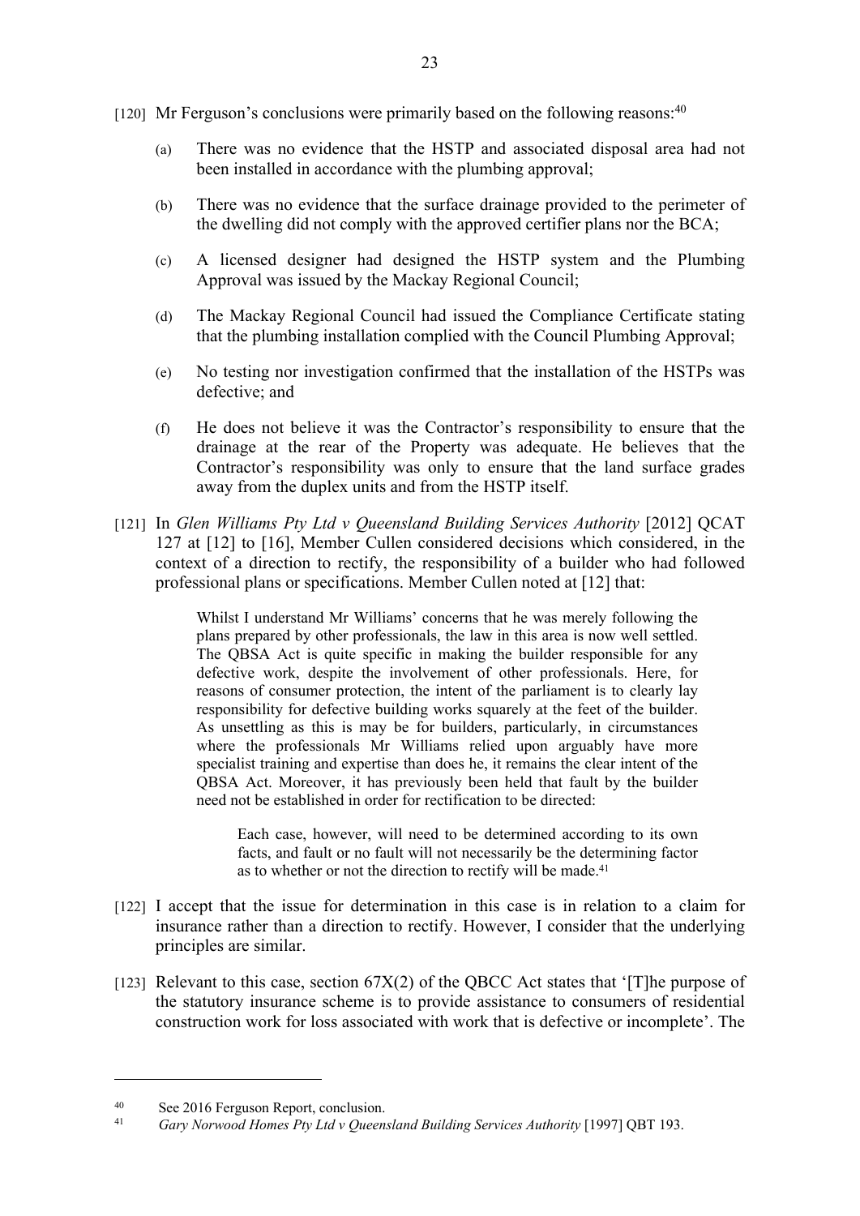[120] Mr Ferguson's conclusions were primarily based on the following reasons:[40]

(a) There was no evidence that the HSTP and associated disposal area had not been installed in accordance with the plumbing approval;

(b) There was no evidence that the surface drainage provided to the perimeter of the dwelling did not comply with the approved certifier plans nor the BCA;

(c) A licensed designer had designed the HSTP system and the Plumbing Approval was issued by the Mackay Regional Council;

(d) The Mackay Regional Council had issued the Compliance Certificate stating that the plumbing installation complied with the Council Plumbing Approval;

(e) No testing nor investigation confirmed that the installation of the HSTPs was defective; and

(f) He does not believe it was the Contractor's responsibility to ensure that the drainage at the rear of the Property was adequate. He believes that the Contractor's responsibility was only to ensure that the land surface grades away from the duplex units and from the HSTP itself.

[121] In *Glen Williams Pty Ltd v Queensland Building Services Authority* [2012] QCAT 127 at [12] to [16], Member Cullen considered decisions which considered, in the context of a direction to rectify, the responsibility of a builder who had followed professional plans or specifications. Member Cullen noted at [12] that:

> Whilst I understand Mr Williams' concerns that he was merely following the plans prepared by other professionals, the law in this area is now well settled. The QBSA Act is quite specific in making the builder responsible for any defective work, despite the involvement of other professionals. Here, for reasons of consumer protection, the intent of the parliament is to clearly lay responsibility for defective building works squarely at the feet of the builder. As unsettling as this is may be for builders, particularly, in circumstances where the professionals Mr Williams relied upon arguably have more specialist training and expertise than does he, it remains the clear intent of the QBSA Act. Moreover, it has previously been held that fault by the builder need not be established in order for rectification to be directed:
>
> > Each case, however, will need to be determined according to its own facts, and fault or no fault will not necessarily be the determining factor as to whether or not the direction to rectify will be made.[41]

[122] I accept that the issue for determination in this case is in relation to a claim for insurance rather than a direction to rectify. However, I consider that the underlying principles are similar.

[123] Relevant to this case, section 67X(2) of the QBCC Act states that '[T]he purpose of the statutory insurance scheme is to provide assistance to consumers of residential construction work for loss associated with work that is defective or incomplete'. The

---

[40] See 2016 Ferguson Report, conclusion.

[41] *Gary Norwood Homes Pty Ltd v Queensland Building Services Authority* [1997] QBT 193.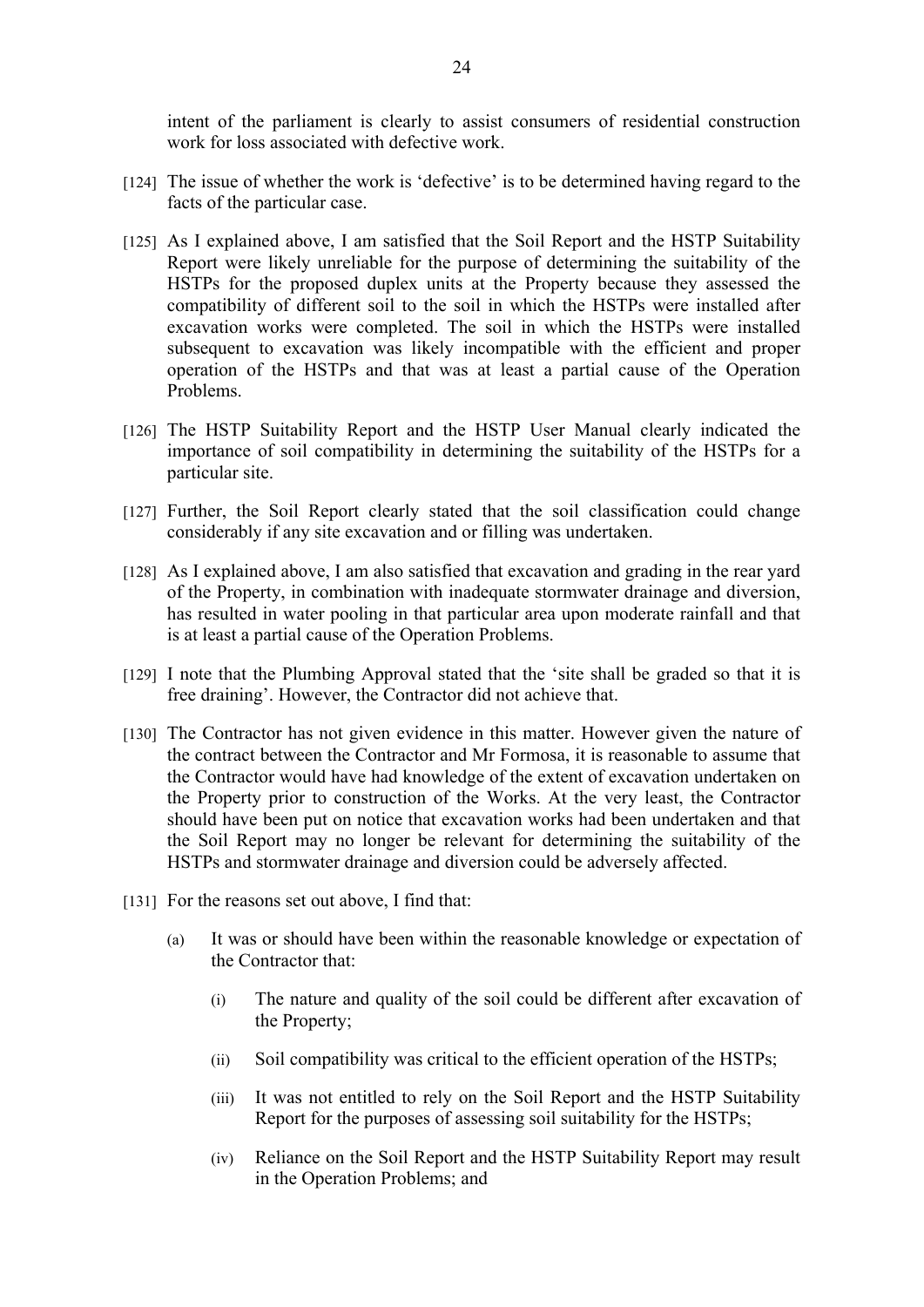intent of the parliament is clearly to assist consumers of residential construction work for loss associated with defective work.

[124] The issue of whether the work is 'defective' is to be determined having regard to the facts of the particular case.

[125] As I explained above, I am satisfied that the Soil Report and the HSTP Suitability Report were likely unreliable for the purpose of determining the suitability of the HSTPs for the proposed duplex units at the Property because they assessed the compatibility of different soil to the soil in which the HSTPs were installed after excavation works were completed. The soil in which the HSTPs were installed subsequent to excavation was likely incompatible with the efficient and proper operation of the HSTPs and that was at least a partial cause of the Operation Problems.

[126] The HSTP Suitability Report and the HSTP User Manual clearly indicated the importance of soil compatibility in determining the suitability of the HSTPs for a particular site.

[127] Further, the Soil Report clearly stated that the soil classification could change considerably if any site excavation and or filling was undertaken.

[128] As I explained above, I am also satisfied that excavation and grading in the rear yard of the Property, in combination with inadequate stormwater drainage and diversion, has resulted in water pooling in that particular area upon moderate rainfall and that is at least a partial cause of the Operation Problems.

[129] I note that the Plumbing Approval stated that the 'site shall be graded so that it is free draining'. However, the Contractor did not achieve that.

[130] The Contractor has not given evidence in this matter. However given the nature of the contract between the Contractor and Mr Formosa, it is reasonable to assume that the Contractor would have had knowledge of the extent of excavation undertaken on the Property prior to construction of the Works. At the very least, the Contractor should have been put on notice that excavation works had been undertaken and that the Soil Report may no longer be relevant for determining the suitability of the HSTPs and stormwater drainage and diversion could be adversely affected.

[131] For the reasons set out above, I find that:

(a) It was or should have been within the reasonable knowledge or expectation of the Contractor that:

(i) The nature and quality of the soil could be different after excavation of the Property;

(ii) Soil compatibility was critical to the efficient operation of the HSTPs;

(iii) It was not entitled to rely on the Soil Report and the HSTP Suitability Report for the purposes of assessing soil suitability for the HSTPs;

(iv) Reliance on the Soil Report and the HSTP Suitability Report may result in the Operation Problems; and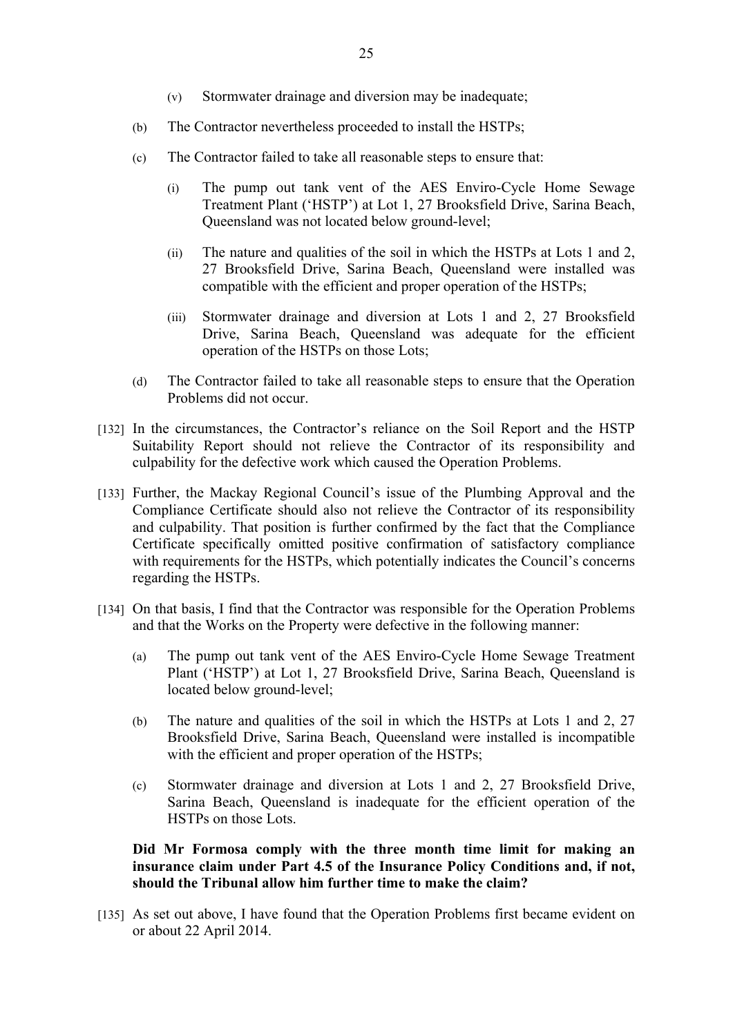(v) Stormwater drainage and diversion may be inadequate;

(b) The Contractor nevertheless proceeded to install the HSTPs;

(c) The Contractor failed to take all reasonable steps to ensure that:

(i) The pump out tank vent of the AES Enviro-Cycle Home Sewage Treatment Plant ('HSTP') at Lot 1, 27 Brooksfield Drive, Sarina Beach, Queensland was not located below ground-level;

(ii) The nature and qualities of the soil in which the HSTPs at Lots 1 and 2, 27 Brooksfield Drive, Sarina Beach, Queensland were installed was compatible with the efficient and proper operation of the HSTPs;

(iii) Stormwater drainage and diversion at Lots 1 and 2, 27 Brooksfield Drive, Sarina Beach, Queensland was adequate for the efficient operation of the HSTPs on those Lots;

(d) The Contractor failed to take all reasonable steps to ensure that the Operation Problems did not occur.

[132] In the circumstances, the Contractor's reliance on the Soil Report and the HSTP Suitability Report should not relieve the Contractor of its responsibility and culpability for the defective work which caused the Operation Problems.

[133] Further, the Mackay Regional Council's issue of the Plumbing Approval and the Compliance Certificate should also not relieve the Contractor of its responsibility and culpability. That position is further confirmed by the fact that the Compliance Certificate specifically omitted positive confirmation of satisfactory compliance with requirements for the HSTPs, which potentially indicates the Council's concerns regarding the HSTPs.

[134] On that basis, I find that the Contractor was responsible for the Operation Problems and that the Works on the Property were defective in the following manner:

(a) The pump out tank vent of the AES Enviro-Cycle Home Sewage Treatment Plant ('HSTP') at Lot 1, 27 Brooksfield Drive, Sarina Beach, Queensland is located below ground-level;

(b) The nature and qualities of the soil in which the HSTPs at Lots 1 and 2, 27 Brooksfield Drive, Sarina Beach, Queensland were installed is incompatible with the efficient and proper operation of the HSTPs;

(c) Stormwater drainage and diversion at Lots 1 and 2, 27 Brooksfield Drive, Sarina Beach, Queensland is inadequate for the efficient operation of the HSTPs on those Lots.

**Did Mr Formosa comply with the three month time limit for making an insurance claim under Part 4.5 of the Insurance Policy Conditions and, if not, should the Tribunal allow him further time to make the claim?**

[135] As set out above, I have found that the Operation Problems first became evident on or about 22 April 2014.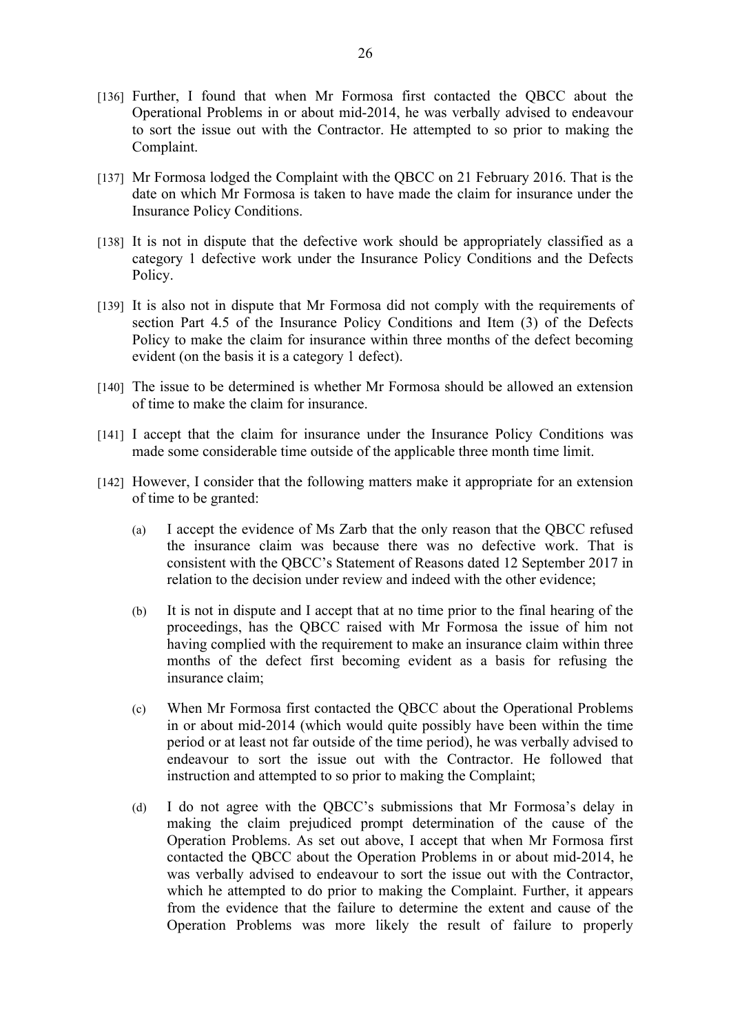[136] Further, I found that when Mr Formosa first contacted the QBCC about the Operational Problems in or about mid-2014, he was verbally advised to endeavour to sort the issue out with the Contractor. He attempted to so prior to making the Complaint.

[137] Mr Formosa lodged the Complaint with the QBCC on 21 February 2016. That is the date on which Mr Formosa is taken to have made the claim for insurance under the Insurance Policy Conditions.

[138] It is not in dispute that the defective work should be appropriately classified as a category 1 defective work under the Insurance Policy Conditions and the Defects Policy.

[139] It is also not in dispute that Mr Formosa did not comply with the requirements of section Part 4.5 of the Insurance Policy Conditions and Item (3) of the Defects Policy to make the claim for insurance within three months of the defect becoming evident (on the basis it is a category 1 defect).

[140] The issue to be determined is whether Mr Formosa should be allowed an extension of time to make the claim for insurance.

[141] I accept that the claim for insurance under the Insurance Policy Conditions was made some considerable time outside of the applicable three month time limit.

[142] However, I consider that the following matters make it appropriate for an extension of time to be granted:

(a) I accept the evidence of Ms Zarb that the only reason that the QBCC refused the insurance claim was because there was no defective work. That is consistent with the QBCC's Statement of Reasons dated 12 September 2017 in relation to the decision under review and indeed with the other evidence;

(b) It is not in dispute and I accept that at no time prior to the final hearing of the proceedings, has the QBCC raised with Mr Formosa the issue of him not having complied with the requirement to make an insurance claim within three months of the defect first becoming evident as a basis for refusing the insurance claim;

(c) When Mr Formosa first contacted the QBCC about the Operational Problems in or about mid-2014 (which would quite possibly have been within the time period or at least not far outside of the time period), he was verbally advised to endeavour to sort the issue out with the Contractor. He followed that instruction and attempted to so prior to making the Complaint;

(d) I do not agree with the QBCC's submissions that Mr Formosa's delay in making the claim prejudiced prompt determination of the cause of the Operation Problems. As set out above, I accept that when Mr Formosa first contacted the QBCC about the Operation Problems in or about mid-2014, he was verbally advised to endeavour to sort the issue out with the Contractor, which he attempted to do prior to making the Complaint. Further, it appears from the evidence that the failure to determine the extent and cause of the Operation Problems was more likely the result of failure to properly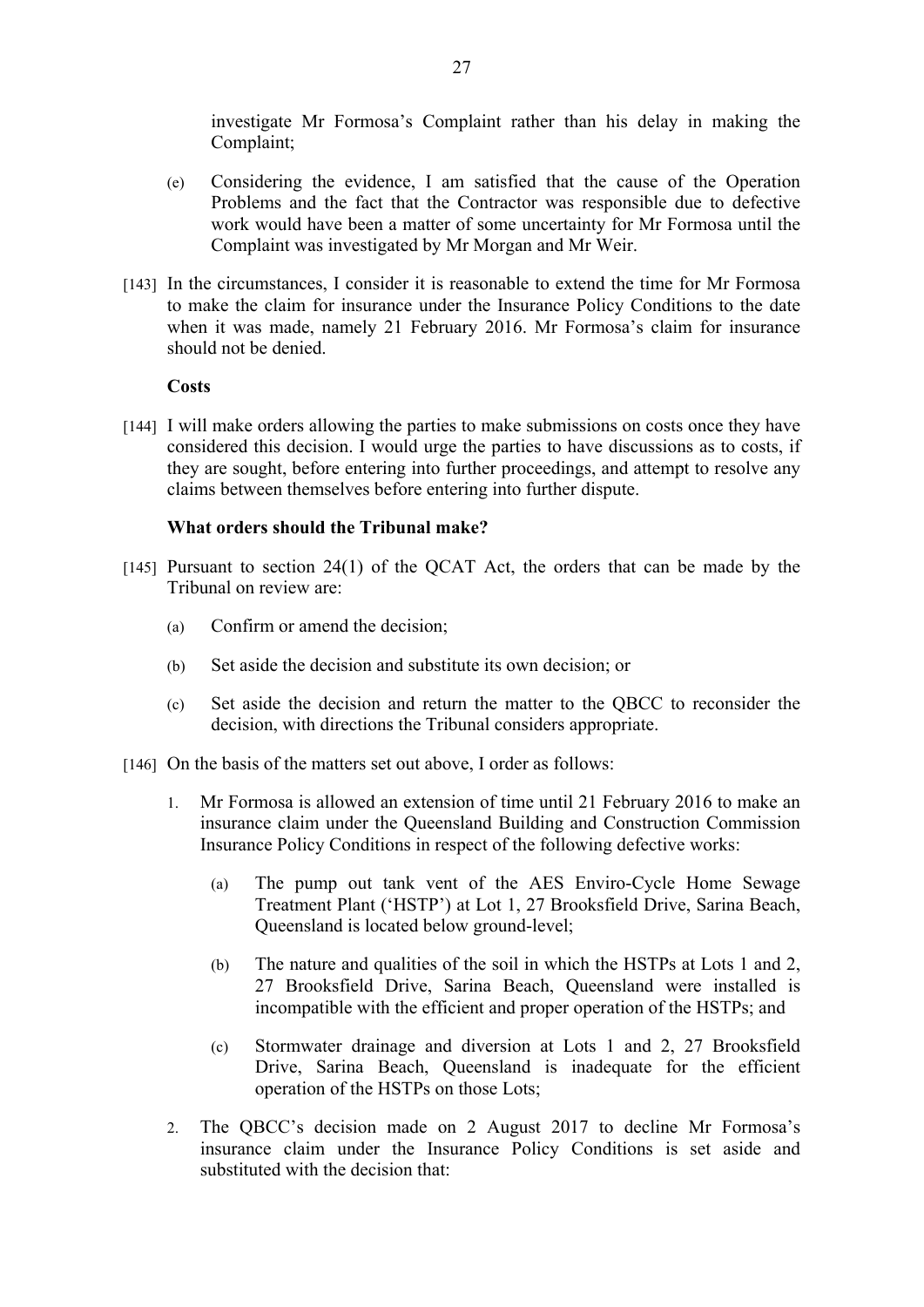investigate Mr Formosa's Complaint rather than his delay in making the Complaint;

(e) Considering the evidence, I am satisfied that the cause of the Operation Problems and the fact that the Contractor was responsible due to defective work would have been a matter of some uncertainty for Mr Formosa until the Complaint was investigated by Mr Morgan and Mr Weir.

[143] In the circumstances, I consider it is reasonable to extend the time for Mr Formosa to make the claim for insurance under the Insurance Policy Conditions to the date when it was made, namely 21 February 2016. Mr Formosa's claim for insurance should not be denied.

**Costs**

[144] I will make orders allowing the parties to make submissions on costs once they have considered this decision. I would urge the parties to have discussions as to costs, if they are sought, before entering into further proceedings, and attempt to resolve any claims between themselves before entering into further dispute.

**What orders should the Tribunal make?**

[145] Pursuant to section 24(1) of the QCAT Act, the orders that can be made by the Tribunal on review are:

(a) Confirm or amend the decision;

(b) Set aside the decision and substitute its own decision; or

(c) Set aside the decision and return the matter to the QBCC to reconsider the decision, with directions the Tribunal considers appropriate.

[146] On the basis of the matters set out above, I order as follows:

1. Mr Formosa is allowed an extension of time until 21 February 2016 to make an insurance claim under the Queensland Building and Construction Commission Insurance Policy Conditions in respect of the following defective works:

   (a) The pump out tank vent of the AES Enviro-Cycle Home Sewage Treatment Plant ('HSTP') at Lot 1, 27 Brooksfield Drive, Sarina Beach, Queensland is located below ground-level;

   (b) The nature and qualities of the soil in which the HSTPs at Lots 1 and 2, 27 Brooksfield Drive, Sarina Beach, Queensland were installed is incompatible with the efficient and proper operation of the HSTPs; and

   (c) Stormwater drainage and diversion at Lots 1 and 2, 27 Brooksfield Drive, Sarina Beach, Queensland is inadequate for the efficient operation of the HSTPs on those Lots;

2. The QBCC's decision made on 2 August 2017 to decline Mr Formosa's insurance claim under the Insurance Policy Conditions is set aside and substituted with the decision that: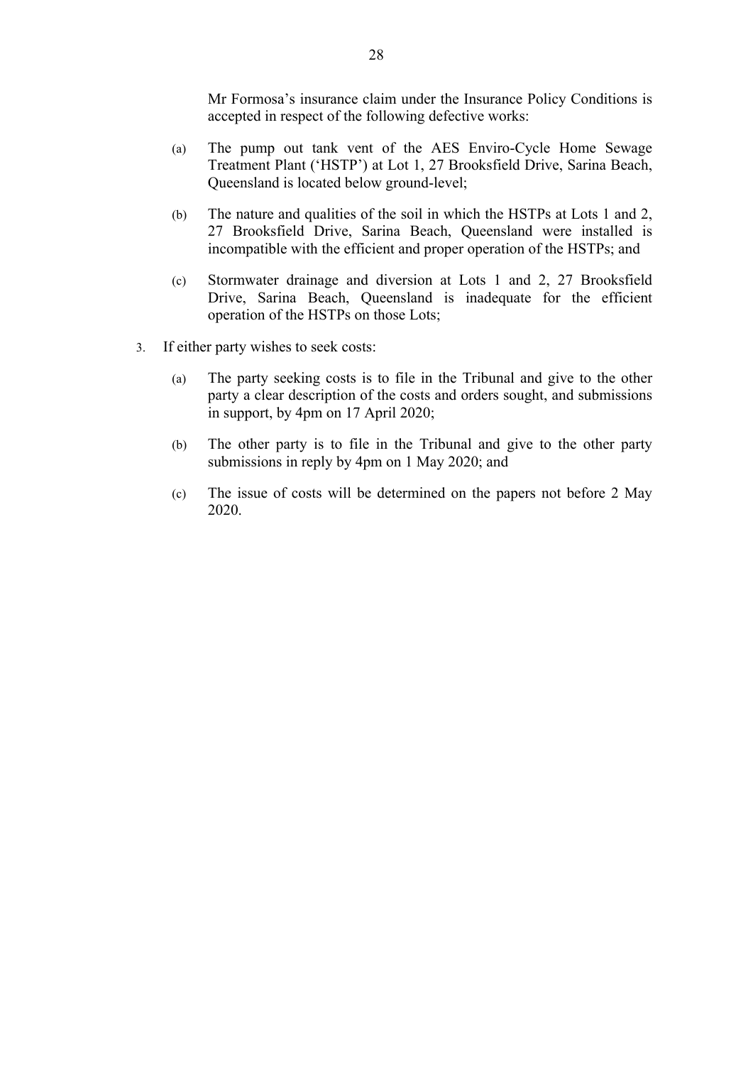Mr Formosa's insurance claim under the Insurance Policy Conditions is accepted in respect of the following defective works:

(a) The pump out tank vent of the AES Enviro-Cycle Home Sewage Treatment Plant ('HSTP') at Lot 1, 27 Brooksfield Drive, Sarina Beach, Queensland is located below ground-level;

(b) The nature and qualities of the soil in which the HSTPs at Lots 1 and 2, 27 Brooksfield Drive, Sarina Beach, Queensland were installed is incompatible with the efficient and proper operation of the HSTPs; and

(c) Stormwater drainage and diversion at Lots 1 and 2, 27 Brooksfield Drive, Sarina Beach, Queensland is inadequate for the efficient operation of the HSTPs on those Lots;

3. If either party wishes to seek costs:

   (a) The party seeking costs is to file in the Tribunal and give to the other party a clear description of the costs and orders sought, and submissions in support, by 4pm on 17 April 2020;

   (b) The other party is to file in the Tribunal and give to the other party submissions in reply by 4pm on 1 May 2020; and

   (c) The issue of costs will be determined on the papers not before 2 May 2020.